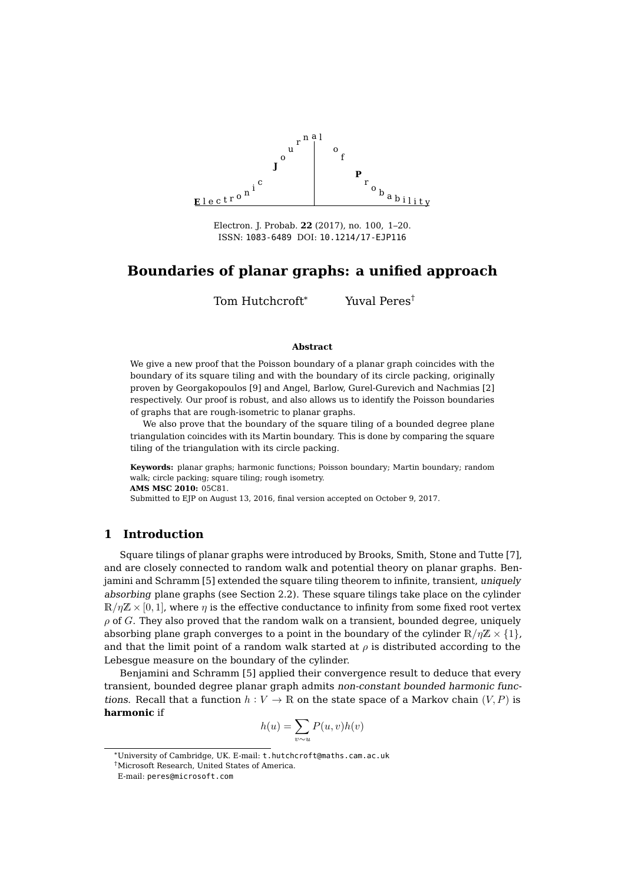Electron. J. Probab. **22** (2017), no. 100, 1–20.
ISSN: 1083-6489 DOI: 10.1214/17-EJP116

# Boundaries of planar graphs: a unified approach

Tom Hutchcroft* Yuval Peres†

### Abstract

We give a new proof that the Poisson boundary of a planar graph coincides with the boundary of its square tiling and with the boundary of its circle packing, originally proven by Georgakopoulos [9] and Angel, Barlow, Gurel-Gurevich and Nachmias [2] respectively. Our proof is robust, and also allows us to identify the Poisson boundaries of graphs that are rough-isometric to planar graphs.

We also prove that the boundary of the square tiling of a bounded degree plane triangulation coincides with its Martin boundary. This is done by comparing the square tiling of the triangulation with its circle packing.

**Keywords:** planar graphs; harmonic functions; Poisson boundary; Martin boundary; random walk; circle packing; square tiling; rough isometry.
**AMS MSC 2010:** 05C81.
Submitted to EJP on August 13, 2016, final version accepted on October 9, 2017.

## 1 Introduction

Square tilings of planar graphs were introduced by Brooks, Smith, Stone and Tutte [7], and are closely connected to random walk and potential theory on planar graphs. Benjamini and Schramm [5] extended the square tiling theorem to infinite, transient, *uniquely absorbing* plane graphs (see Section 2.2). These square tilings take place on the cylinder $\mathbb{R}/\eta\mathbb{Z} \times [0, 1]$, where $\eta$ is the effective conductance to infinity from some fixed root vertex $\rho$ of $G$. They also proved that the random walk on a transient, bounded degree, uniquely absorbing plane graph converges to a point in the boundary of the cylinder $\mathbb{R}/\eta\mathbb{Z} \times \{1\}$, and that the limit point of a random walk started at $\rho$ is distributed according to the Lebesgue measure on the boundary of the cylinder.

Benjamini and Schramm [5] applied their convergence result to deduce that every transient, bounded degree planar graph admits *non-constant bounded harmonic functions*. Recall that a function $h : V \to \mathbb{R}$ on the state space of a Markov chain $(V, P)$ is **harmonic** if

$$h(u) = \sum_{v \sim u} P(u, v)h(v)$$

*University of Cambridge, UK. E-mail: t.hutchcroft@maths.cam.ac.uk
†Microsoft Research, United States of America.
E-mail: peres@microsoft.com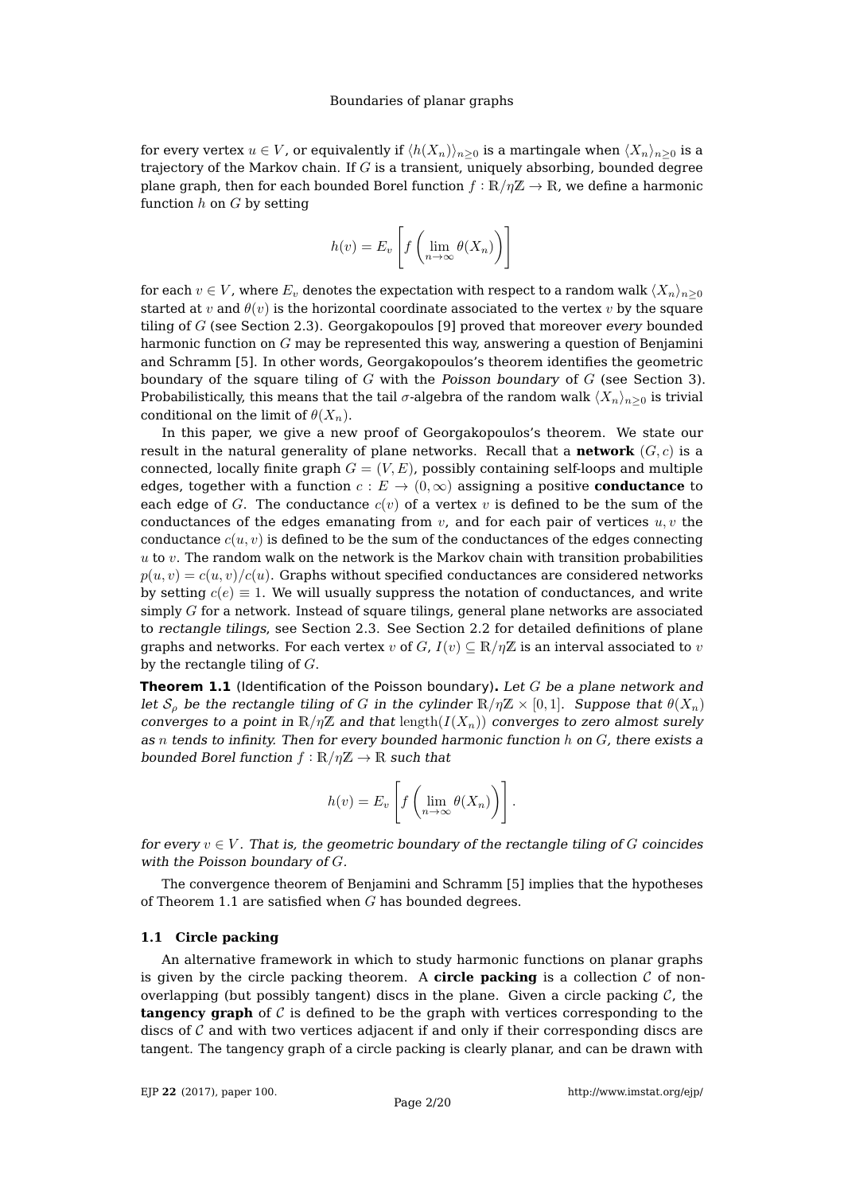for every vertex $u \in V$, or equivalently if $\langle h(X_n)\rangle_{n\geq 0}$ is a martingale when $\langle X_n\rangle_{n\geq 0}$ is a trajectory of the Markov chain. If $G$ is a transient, uniquely absorbing, bounded degree plane graph, then for each bounded Borel function $f : \mathbb{R}/\eta\mathbb{Z} \to \mathbb{R}$, we define a harmonic function $h$ on $G$ by setting

$$h(v) = E_v\left[f\left(\lim_{n\to\infty} \theta(X_n)\right)\right]$$

for each $v \in V$, where $E_v$ denotes the expectation with respect to a random walk $\langle X_n\rangle_{n\geq 0}$ started at $v$ and $\theta(v)$ is the horizontal coordinate associated to the vertex $v$ by the square tiling of $G$ (see Section 2.3). Georgakopoulos [9] proved that moreover *every* bounded harmonic function on $G$ may be represented this way, answering a question of Benjamini and Schramm [5]. In other words, Georgakopoulos's theorem identifies the geometric boundary of the square tiling of $G$ with the *Poisson boundary* of $G$ (see Section 3). Probabilistically, this means that the tail $\sigma$-algebra of the random walk $\langle X_n\rangle_{n\geq 0}$ is trivial conditional on the limit of $\theta(X_n)$.

In this paper, we give a new proof of Georgakopoulos's theorem. We state our result in the natural generality of plane networks. Recall that a **network** $(G, c)$ is a connected, locally finite graph $G = (V, E)$, possibly containing self-loops and multiple edges, together with a function $c : E \to (0, \infty)$ assigning a positive **conductance** to each edge of $G$. The conductance $c(v)$ of a vertex $v$ is defined to be the sum of the conductances of the edges emanating from $v$, and for each pair of vertices $u, v$ the conductance $c(u, v)$ is defined to be the sum of the conductances of the edges connecting $u$ to $v$. The random walk on the network is the Markov chain with transition probabilities $p(u, v) = c(u, v)/c(u)$. Graphs without specified conductances are considered networks by setting $c(e) \equiv 1$. We will usually suppress the notation of conductances, and write simply $G$ for a network. Instead of square tilings, general plane networks are associated to *rectangle tilings*, see Section 2.3. See Section 2.2 for detailed definitions of plane graphs and networks. For each vertex $v$ of $G$, $I(v) \subseteq \mathbb{R}/\eta\mathbb{Z}$ is an interval associated to $v$ by the rectangle tiling of $G$.

**Theorem 1.1** (Identification of the Poisson boundary)**.** *Let $G$ be a plane network and let $\mathcal{S}_\rho$ be the rectangle tiling of $G$ in the cylinder $\mathbb{R}/\eta\mathbb{Z} \times [0, 1]$. Suppose that $\theta(X_n)$ converges to a point in $\mathbb{R}/\eta\mathbb{Z}$ and that $\mathrm{length}(I(X_n))$ converges to zero almost surely as $n$ tends to infinity. Then for every bounded harmonic function $h$ on $G$, there exists a bounded Borel function $f : \mathbb{R}/\eta\mathbb{Z} \to \mathbb{R}$ such that*

$$h(v) = E_v\left[f\left(\lim_{n\to\infty} \theta(X_n)\right)\right].$$

*for every $v \in V$. That is, the geometric boundary of the rectangle tiling of $G$ coincides with the Poisson boundary of $G$.*

The convergence theorem of Benjamini and Schramm [5] implies that the hypotheses of Theorem 1.1 are satisfied when $G$ has bounded degrees.

### 1.1 Circle packing

An alternative framework in which to study harmonic functions on planar graphs is given by the circle packing theorem. A **circle packing** is a collection $\mathcal{C}$ of non-overlapping (but possibly tangent) discs in the plane. Given a circle packing $\mathcal{C}$, the **tangency graph** of $\mathcal{C}$ is defined to be the graph with vertices corresponding to the discs of $\mathcal{C}$ and with two vertices adjacent if and only if their corresponding discs are tangent. The tangency graph of a circle packing is clearly planar, and can be drawn with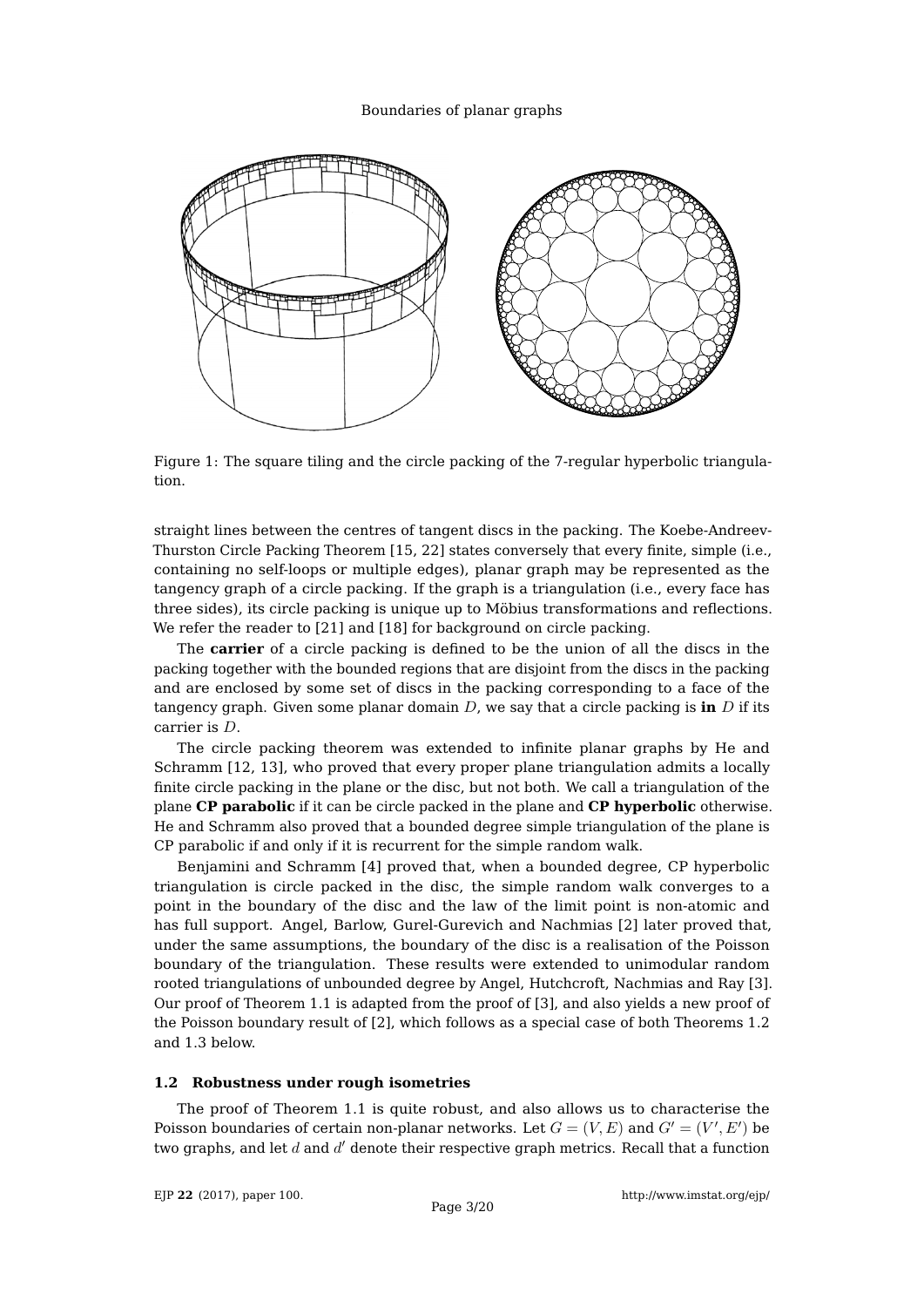Figure 1: The square tiling and the circle packing of the 7-regular hyperbolic triangulation.

straight lines between the centres of tangent discs in the packing. The Koebe-Andreev-Thurston Circle Packing Theorem [15, 22] states conversely that every finite, simple (i.e., containing no self-loops or multiple edges), planar graph may be represented as the tangency graph of a circle packing. If the graph is a triangulation (i.e., every face has three sides), its circle packing is unique up to Möbius transformations and reflections. We refer the reader to [21] and [18] for background on circle packing.

The **carrier** of a circle packing is defined to be the union of all the discs in the packing together with the bounded regions that are disjoint from the discs in the packing and are enclosed by some set of discs in the packing corresponding to a face of the tangency graph. Given some planar domain $D$, we say that a circle packing is **in** $D$ if its carrier is $D$.

The circle packing theorem was extended to infinite planar graphs by He and Schramm [12, 13], who proved that every proper plane triangulation admits a locally finite circle packing in the plane or the disc, but not both. We call a triangulation of the plane **CP parabolic** if it can be circle packed in the plane and **CP hyperbolic** otherwise. He and Schramm also proved that a bounded degree simple triangulation of the plane is CP parabolic if and only if it is recurrent for the simple random walk.

Benjamini and Schramm [4] proved that, when a bounded degree, CP hyperbolic triangulation is circle packed in the disc, the simple random walk converges to a point in the boundary of the disc and the law of the limit point is non-atomic and has full support. Angel, Barlow, Gurel-Gurevich and Nachmias [2] later proved that, under the same assumptions, the boundary of the disc is a realisation of the Poisson boundary of the triangulation. These results were extended to unimodular random rooted triangulations of unbounded degree by Angel, Hutchcroft, Nachmias and Ray [3]. Our proof of Theorem 1.1 is adapted from the proof of [3], and also yields a new proof of the Poisson boundary result of [2], which follows as a special case of both Theorems 1.2 and 1.3 below.

### 1.2 Robustness under rough isometries

The proof of Theorem 1.1 is quite robust, and also allows us to characterise the Poisson boundaries of certain non-planar networks. Let $G = (V, E)$ and $G' = (V', E')$ be two graphs, and let $d$ and $d'$ denote their respective graph metrics. Recall that a function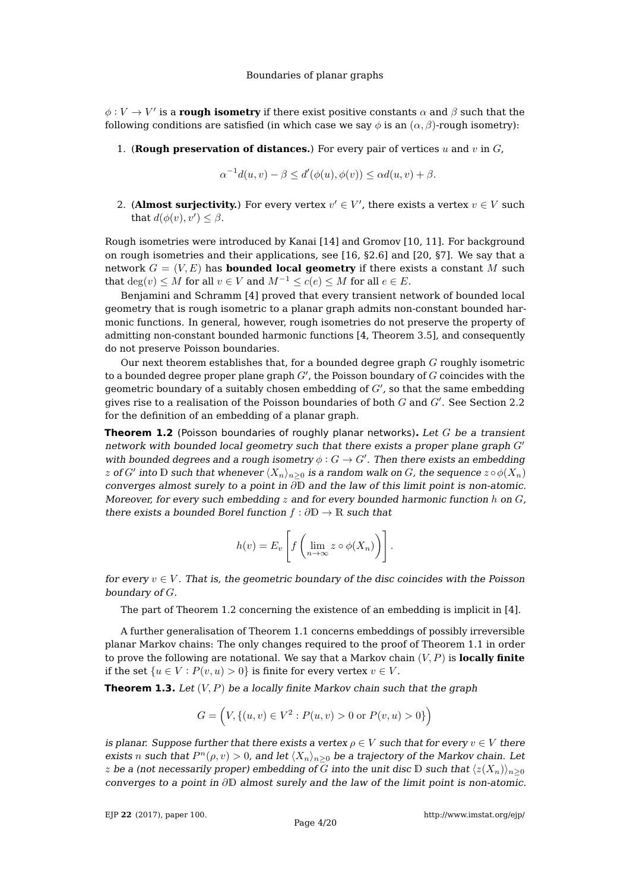$\phi : V \to V'$ is a **rough isometry** if there exist positive constants $\alpha$ and $\beta$ such that the following conditions are satisfied (in which case we say $\phi$ is an $(\alpha, \beta)$-rough isometry):

1. (**Rough preservation of distances.**) For every pair of vertices $u$ and $v$ in $G$,

$$\alpha^{-1}d(u,v) - \beta \leq d'(\phi(u), \phi(v)) \leq \alpha d(u,v) + \beta.$$

2. (**Almost surjectivity.**) For every vertex $v' \in V'$, there exists a vertex $v \in V$ such that $d(\phi(v), v') \leq \beta$.

Rough isometries were introduced by Kanai [14] and Gromov [10, 11]. For background on rough isometries and their applications, see [16, §2.6] and [20, §7]. We say that a network $G = (V, E)$ has **bounded local geometry** if there exists a constant $M$ such that $\deg(v) \leq M$ for all $v \in V$ and $M^{-1} \leq c(e) \leq M$ for all $e \in E$.

Benjamini and Schramm [4] proved that every transient network of bounded local geometry that is rough isometric to a planar graph admits non-constant bounded harmonic functions. In general, however, rough isometries do not preserve the property of admitting non-constant bounded harmonic functions [4, Theorem 3.5], and consequently do not preserve Poisson boundaries.

Our next theorem establishes that, for a bounded degree graph $G$ roughly isometric to a bounded degree proper plane graph $G'$, the Poisson boundary of $G$ coincides with the geometric boundary of a suitably chosen embedding of $G'$, so that the same embedding gives rise to a realisation of the Poisson boundaries of both $G$ and $G'$. See Section 2.2 for the definition of an embedding of a planar graph.

**Theorem 1.2** (Poisson boundaries of roughly planar networks)**.** *Let $G$ be a transient network with bounded local geometry such that there exists a proper plane graph $G'$ with bounded degrees and a rough isometry $\phi : G \to G'$. Then there exists an embedding $z$ of $G'$ into $\mathbb{D}$ such that whenever $\langle X_n \rangle_{n \geq 0}$ is a random walk on $G$, the sequence $z \circ \phi(X_n)$ converges almost surely to a point in $\partial\mathbb{D}$ and the law of this limit point is non-atomic. Moreover, for every such embedding $z$ and for every bounded harmonic function $h$ on $G$, there exists a bounded Borel function $f : \partial\mathbb{D} \to \mathbb{R}$ such that*

$$h(v) = E_v\left[f\left(\lim_{n\to\infty} z \circ \phi(X_n)\right)\right].$$

*for every $v \in V$. That is, the geometric boundary of the disc coincides with the Poisson boundary of $G$.*

The part of Theorem 1.2 concerning the existence of an embedding is implicit in [4].

A further generalisation of Theorem 1.1 concerns embeddings of possibly irreversible planar Markov chains: The only changes required to the proof of Theorem 1.1 in order to prove the following are notational. We say that a Markov chain $(V, P)$ is **locally finite** if the set $\{u \in V : P(v,u) > 0\}$ is finite for every vertex $v \in V$.

**Theorem 1.3.** *Let $(V, P)$ be a locally finite Markov chain such that the graph*

$$G = \Big(V, \{(u,v) \in V^2 : P(u,v) > 0 \text{ or } P(v,u) > 0\}\Big)$$

*is planar. Suppose further that there exists a vertex $\rho \in V$ such that for every $v \in V$ there exists $n$ such that $P^n(\rho, v) > 0$, and let $\langle X_n \rangle_{n \geq 0}$ be a trajectory of the Markov chain. Let $z$ be a (not necessarily proper) embedding of $G$ into the unit disc $\mathbb{D}$ such that $\langle z(X_n) \rangle_{n \geq 0}$ converges to a point in $\partial\mathbb{D}$ almost surely and the law of the limit point is non-atomic.*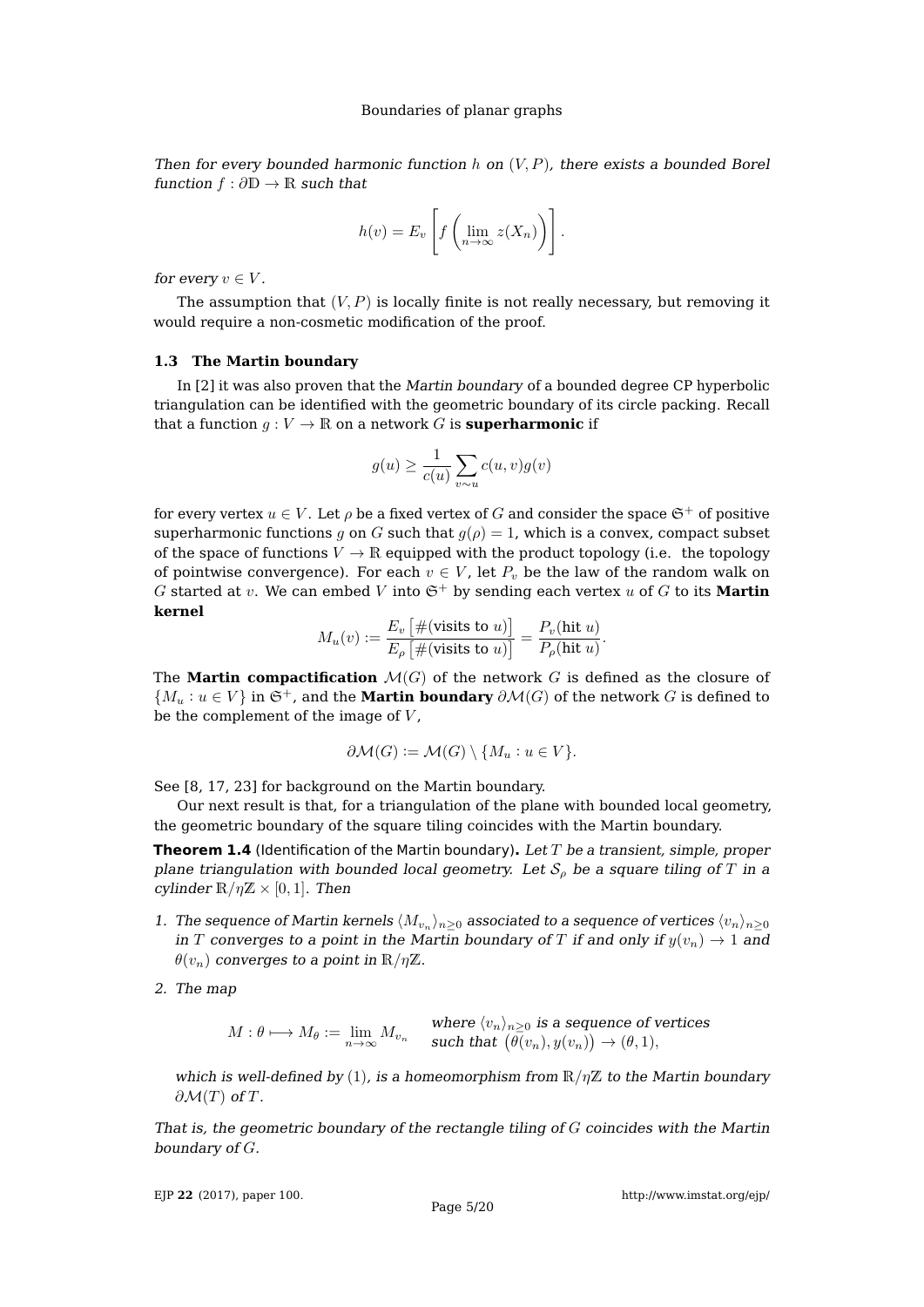*Then for every bounded harmonic function $h$ on $(V, P)$, there exists a bounded Borel function $f : \partial\mathbb{D} \to \mathbb{R}$ such that*

$$h(v) = E_v \left[ f\left( \lim_{n\to\infty} z(X_n) \right) \right].$$

*for every $v \in V$.*

The assumption that $(V, P)$ is locally finite is not really necessary, but removing it would require a non-cosmetic modification of the proof.

### 1.3 The Martin boundary

In [2] it was also proven that the *Martin boundary* of a bounded degree CP hyperbolic triangulation can be identified with the geometric boundary of its circle packing. Recall that a function $g : V \to \mathbb{R}$ on a network $G$ is **superharmonic** if

$$g(u) \geq \frac{1}{c(u)} \sum_{v\sim u} c(u,v) g(v)$$

for every vertex $u \in V$. Let $\rho$ be a fixed vertex of $G$ and consider the space $\mathfrak{S}^+$ of positive superharmonic functions $g$ on $G$ such that $g(\rho) = 1$, which is a convex, compact subset of the space of functions $V \to \mathbb{R}$ equipped with the product topology (i.e. the topology of pointwise convergence). For each $v \in V$, let $P_v$ be the law of the random walk on $G$ started at $v$. We can embed $V$ into $\mathfrak{S}^+$ by sending each vertex $u$ of $G$ to its **Martin kernel**

$$M_u(v) := \frac{E_v\left[\#(\text{visits to } u)\right]}{E_\rho\left[\#(\text{visits to } u)\right]} = \frac{P_v(\text{hit } u)}{P_\rho(\text{hit } u)}.$$

The **Martin compactification** $\mathcal{M}(G)$ of the network $G$ is defined as the closure of $\{M_u : u \in V\}$ in $\mathfrak{S}^+$, and the **Martin boundary** $\partial\mathcal{M}(G)$ of the network $G$ is defined to be the complement of the image of $V$,

$$\partial\mathcal{M}(G) := \mathcal{M}(G) \setminus \{M_u : u \in V\}.$$

See [8, 17, 23] for background on the Martin boundary.

Our next result is that, for a triangulation of the plane with bounded local geometry, the geometric boundary of the square tiling coincides with the Martin boundary.

**Theorem 1.4** (Identification of the Martin boundary)**.** *Let $T$ be a transient, simple, proper plane triangulation with bounded local geometry. Let $\mathcal{S}_\rho$ be a square tiling of $T$ in a cylinder $\mathbb{R}/\eta\mathbb{Z} \times [0,1]$. Then*

1. *The sequence of Martin kernels $\langle M_{v_n}\rangle_{n\geq 0}$ associated to a sequence of vertices $\langle v_n\rangle_{n\geq 0}$ in $T$ converges to a point in the Martin boundary of $T$ if and only if $y(v_n) \to 1$ and $\theta(v_n)$ converges to a point in $\mathbb{R}/\eta\mathbb{Z}$.*
2. *The map*

$$M : \theta \longmapsto M_\theta := \lim_{n\to\infty} M_{v_n} \qquad \text{where } \langle v_n\rangle_{n\geq 0} \text{ is a sequence of vertices such that } \big(\theta(v_n), y(v_n)\big) \to (\theta, 1),$$

*which is well-defined by (1), is a homeomorphism from $\mathbb{R}/\eta\mathbb{Z}$ to the Martin boundary $\partial\mathcal{M}(T)$ of $T$.*

*That is, the geometric boundary of the rectangle tiling of $G$ coincides with the Martin boundary of $G$.*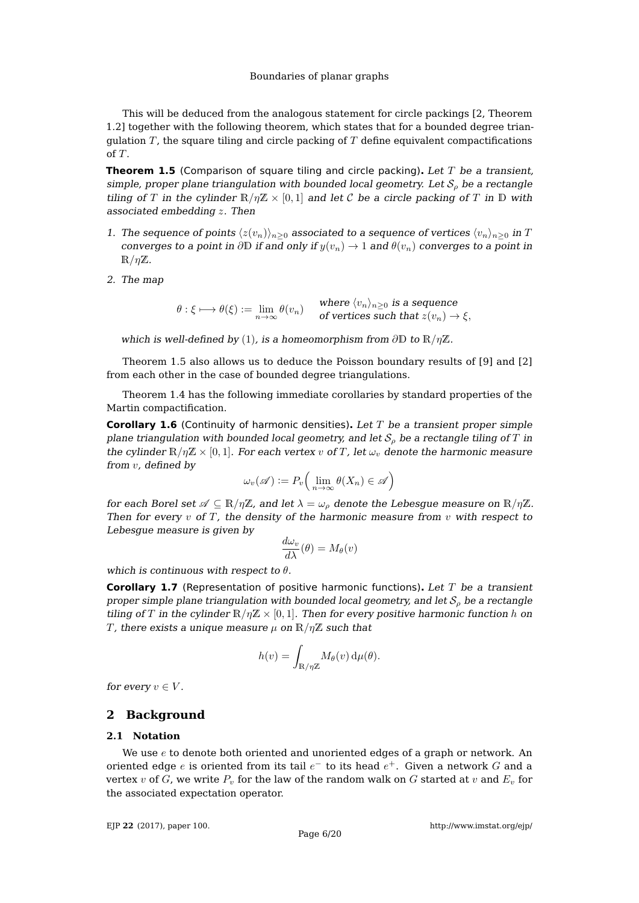This will be deduced from the analogous statement for circle packings [2, Theorem 1.2] together with the following theorem, which states that for a bounded degree triangulation $T$, the square tiling and circle packing of $T$ define equivalent compactifications of $T$.

**Theorem 1.5** (Comparison of square tiling and circle packing)**.** *Let $T$ be a transient, simple, proper plane triangulation with bounded local geometry. Let $\mathcal{S}_\rho$ be a rectangle tiling of $T$ in the cylinder $\mathbb{R}/\eta\mathbb{Z} \times [0,1]$ and let $\mathcal{C}$ be a circle packing of $T$ in $\mathbb{D}$ with associated embedding $z$. Then*

1. *The sequence of points $\langle z(v_n)\rangle_{n\geq 0}$ associated to a sequence of vertices $\langle v_n\rangle_{n\geq 0}$ in $T$ converges to a point in $\partial\mathbb{D}$ if and only if $y(v_n) \to 1$ and $\theta(v_n)$ converges to a point in $\mathbb{R}/\eta\mathbb{Z}$.*
2. *The map*

$$\theta : \xi \longmapsto \theta(\xi) := \lim_{n\to\infty} \theta(v_n) \qquad \begin{array}{l}\text{where } \langle v_n\rangle_{n\geq 0} \text{ is a sequence}\\ \text{of vertices such that } z(v_n) \to \xi,\end{array}$$

*which is well-defined by* (1)*, is a homeomorphism from $\partial\mathbb{D}$ to $\mathbb{R}/\eta\mathbb{Z}$.*

Theorem 1.5 also allows us to deduce the Poisson boundary results of [9] and [2] from each other in the case of bounded degree triangulations.

Theorem 1.4 has the following immediate corollaries by standard properties of the Martin compactification.

**Corollary 1.6** (Continuity of harmonic densities)**.** *Let $T$ be a transient proper simple plane triangulation with bounded local geometry, and let $\mathcal{S}_\rho$ be a rectangle tiling of $T$ in the cylinder $\mathbb{R}/\eta\mathbb{Z} \times [0,1]$. For each vertex $v$ of $T$, let $\omega_v$ denote the harmonic measure from $v$, defined by*

$$\omega_v(\mathscr{A}) := P_v\Big(\lim_{n\to\infty} \theta(X_n) \in \mathscr{A}\Big)$$

*for each Borel set $\mathscr{A} \subseteq \mathbb{R}/\eta\mathbb{Z}$, and let $\lambda = \omega_\rho$ denote the Lebesgue measure on $\mathbb{R}/\eta\mathbb{Z}$. Then for every $v$ of $T$, the density of the harmonic measure from $v$ with respect to Lebesgue measure is given by*

$$\frac{d\omega_v}{d\lambda}(\theta) = M_\theta(v)$$

*which is continuous with respect to $\theta$.*

**Corollary 1.7** (Representation of positive harmonic functions)**.** *Let $T$ be a transient proper simple plane triangulation with bounded local geometry, and let $\mathcal{S}_\rho$ be a rectangle tiling of $T$ in the cylinder $\mathbb{R}/\eta\mathbb{Z} \times [0,1]$. Then for every positive harmonic function $h$ on $T$, there exists a unique measure $\mu$ on $\mathbb{R}/\eta\mathbb{Z}$ such that*

$$h(v) = \int_{\mathbb{R}/\eta\mathbb{Z}} M_\theta(v)\, \mathrm{d}\mu(\theta).$$

*for every $v \in V$.*

## 2 Background

### 2.1 Notation

We use $e$ to denote both oriented and unoriented edges of a graph or network. An oriented edge $e$ is oriented from its tail $e^-$ to its head $e^+$. Given a network $G$ and a vertex $v$ of $G$, we write $P_v$ for the law of the random walk on $G$ started at $v$ and $E_v$ for the associated expectation operator.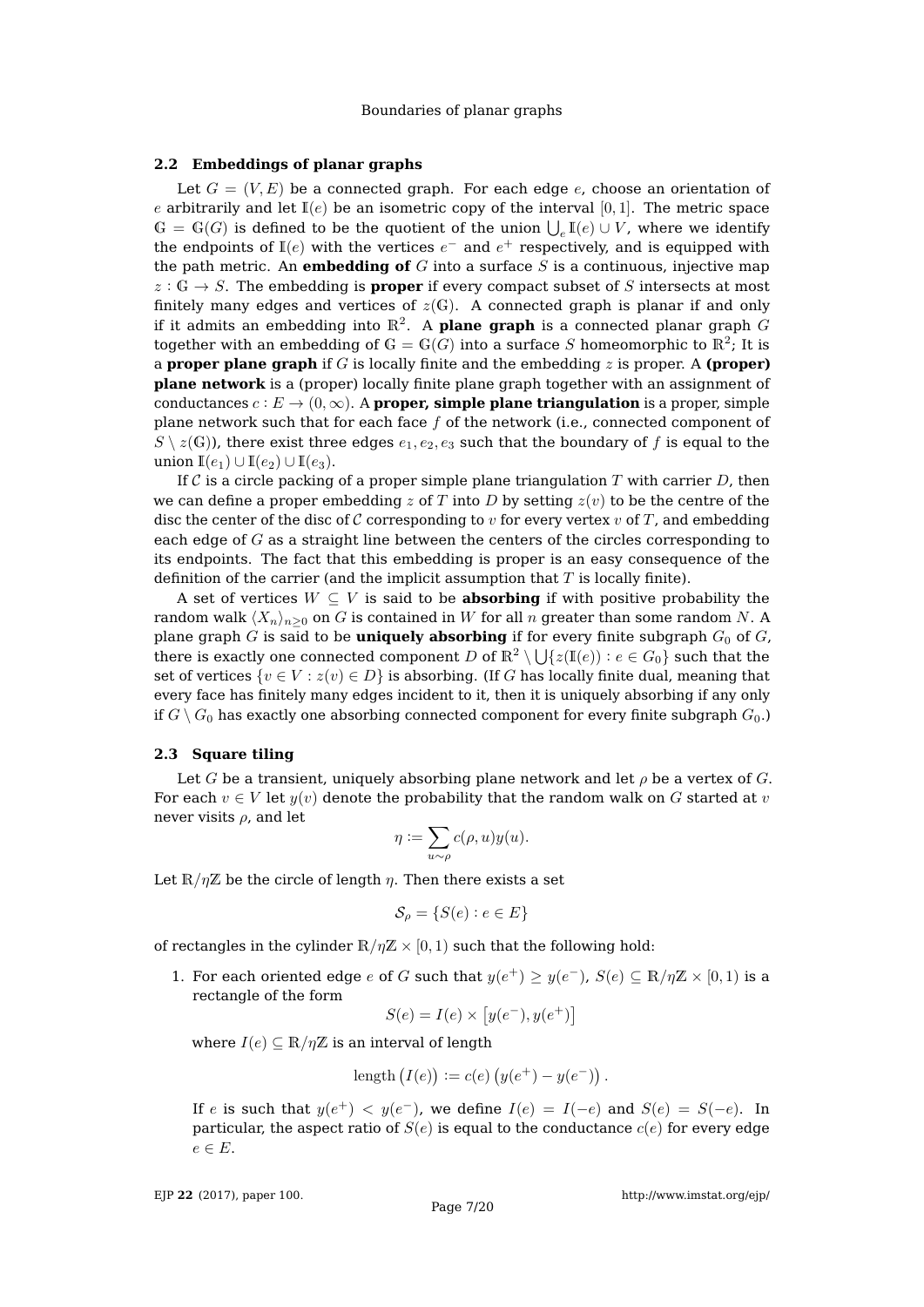### 2.2 Embeddings of planar graphs

Let $G = (V, E)$ be a connected graph. For each edge $e$, choose an orientation of $e$ arbitrarily and let $\mathbb{I}(e)$ be an isometric copy of the interval $[0, 1]$. The metric space $\mathbb{G} = \mathbb{G}(G)$ is defined to be the quotient of the union $\bigcup_e \mathbb{I}(e) \cup V$, where we identify the endpoints of $\mathbb{I}(e)$ with the vertices $e^-$ and $e^+$ respectively, and is equipped with the path metric. An **embedding of** $G$ into a surface $S$ is a continuous, injective map $z : \mathbb{G} \to S$. The embedding is **proper** if every compact subset of $S$ intersects at most finitely many edges and vertices of $z(\mathbb{G})$. A connected graph is planar if and only if it admits an embedding into $\mathbb{R}^2$. A **plane graph** is a connected planar graph $G$ together with an embedding of $\mathbb{G} = \mathbb{G}(G)$ into a surface $S$ homeomorphic to $\mathbb{R}^2$; It is a **proper plane graph** if $G$ is locally finite and the embedding $z$ is proper. A **(proper) plane network** is a (proper) locally finite plane graph together with an assignment of conductances $c : E \to (0, \infty)$. A **proper, simple plane triangulation** is a proper, simple plane network such that for each face $f$ of the network (i.e., connected component of $S \setminus z(\mathbb{G})$), there exist three edges $e_1, e_2, e_3$ such that the boundary of $f$ is equal to the union $\mathbb{I}(e_1) \cup \mathbb{I}(e_2) \cup \mathbb{I}(e_3)$.

If $\mathcal{C}$ is a circle packing of a proper simple plane triangulation $T$ with carrier $D$, then we can define a proper embedding $z$ of $T$ into $D$ by setting $z(v)$ to be the centre of the disc the center of the disc of $\mathcal{C}$ corresponding to $v$ for every vertex $v$ of $T$, and embedding each edge of $G$ as a straight line between the centers of the circles corresponding to its endpoints. The fact that this embedding is proper is an easy consequence of the definition of the carrier (and the implicit assumption that $T$ is locally finite).

A set of vertices $W \subseteq V$ is said to be **absorbing** if with positive probability the random walk $\langle X_n \rangle_{n \geq 0}$ on $G$ is contained in $W$ for all $n$ greater than some random $N$. A plane graph $G$ is said to be **uniquely absorbing** if for every finite subgraph $G_0$ of $G$, there is exactly one connected component $D$ of $\mathbb{R}^2 \setminus \bigcup \{z(\mathbb{I}(e)) : e \in G_0\}$ such that the set of vertices $\{v \in V : z(v) \in D\}$ is absorbing. (If $G$ has locally finite dual, meaning that every face has finitely many edges incident to it, then it is uniquely absorbing if any only if $G \setminus G_0$ has exactly one absorbing connected component for every finite subgraph $G_0$.)

### 2.3 Square tiling

Let $G$ be a transient, uniquely absorbing plane network and let $\rho$ be a vertex of $G$. For each $v \in V$ let $y(v)$ denote the probability that the random walk on $G$ started at $v$ never visits $\rho$, and let

$$\eta := \sum_{u \sim \rho} c(\rho, u) y(u).$$

Let $\mathbb{R}/\eta\mathbb{Z}$ be the circle of length $\eta$. Then there exists a set

$$\mathcal{S}_\rho = \{S(e) : e \in E\}$$

of rectangles in the cylinder $\mathbb{R}/\eta\mathbb{Z} \times [0, 1)$ such that the following hold:

1. For each oriented edge $e$ of $G$ such that $y(e^+) \geq y(e^-)$, $S(e) \subseteq \mathbb{R}/\eta\mathbb{Z} \times [0, 1)$ is a rectangle of the form

$$S(e) = I(e) \times \left[y(e^-), y(e^+)\right]$$

where $I(e) \subseteq \mathbb{R}/\eta\mathbb{Z}$ is an interval of length

$$\text{length}\left(I(e)\right) := c(e)\left(y(e^+) - y(e^-)\right).$$

If $e$ is such that $y(e^+) < y(e^-)$, we define $I(e) = I(-e)$ and $S(e) = S(-e)$. In particular, the aspect ratio of $S(e)$ is equal to the conductance $c(e)$ for every edge $e \in E$.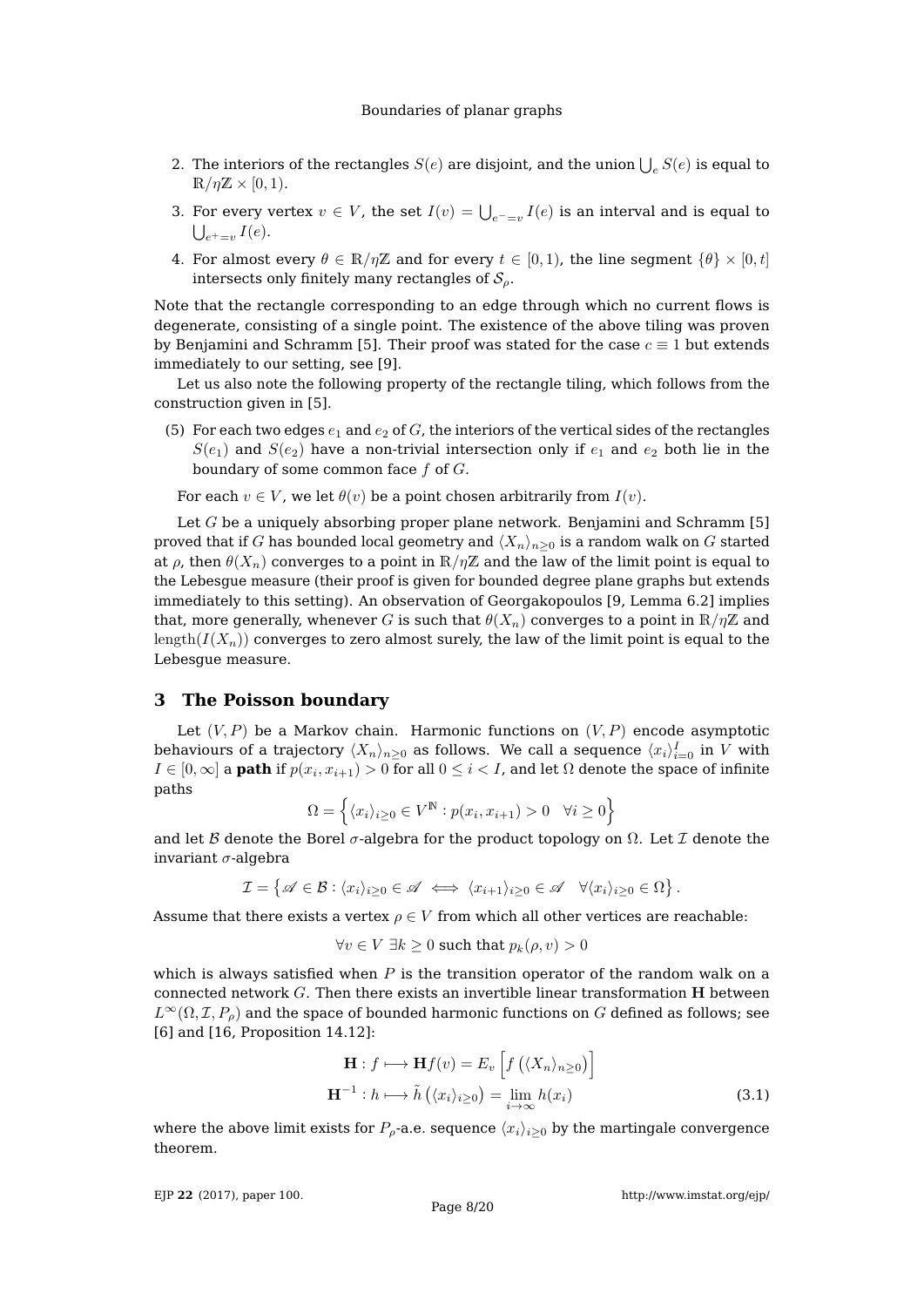2. The interiors of the rectangles $S(e)$ are disjoint, and the union $\bigcup_e S(e)$ is equal to $\mathbb{R}/\eta\mathbb{Z} \times [0,1)$.
3. For every vertex $v \in V$, the set $I(v) = \bigcup_{e^-=v} I(e)$ is an interval and is equal to $\bigcup_{e^+=v} I(e)$.
4. For almost every $\theta \in \mathbb{R}/\eta\mathbb{Z}$ and for every $t \in [0,1)$, the line segment $\{\theta\} \times [0,t]$ intersects only finitely many rectangles of $\mathcal{S}_\rho$.

Note that the rectangle corresponding to an edge through which no current flows is degenerate, consisting of a single point. The existence of the above tiling was proven by Benjamini and Schramm [5]. Their proof was stated for the case $c \equiv 1$ but extends immediately to our setting, see [9].

Let us also note the following property of the rectangle tiling, which follows from the construction given in [5].

(5) For each two edges $e_1$ and $e_2$ of $G$, the interiors of the vertical sides of the rectangles $S(e_1)$ and $S(e_2)$ have a non-trivial intersection only if $e_1$ and $e_2$ both lie in the boundary of some common face $f$ of $G$.

For each $v \in V$, we let $\theta(v)$ be a point chosen arbitrarily from $I(v)$.

Let $G$ be a uniquely absorbing proper plane network. Benjamini and Schramm [5] proved that if $G$ has bounded local geometry and $\langle X_n \rangle_{n\geq 0}$ is a random walk on $G$ started at $\rho$, then $\theta(X_n)$ converges to a point in $\mathbb{R}/\eta\mathbb{Z}$ and the law of the limit point is equal to the Lebesgue measure (their proof is given for bounded degree plane graphs but extends immediately to this setting). An observation of Georgakopoulos [9, Lemma 6.2] implies that, more generally, whenever $G$ is such that $\theta(X_n)$ converges to a point in $\mathbb{R}/\eta\mathbb{Z}$ and $\operatorname{length}(I(X_n))$ converges to zero almost surely, the law of the limit point is equal to the Lebesgue measure.

## 3 The Poisson boundary

Let $(V, P)$ be a Markov chain. Harmonic functions on $(V, P)$ encode asymptotic behaviours of a trajectory $\langle X_n \rangle_{n\geq 0}$ as follows. We call a sequence $\langle x_i \rangle_{i=0}^I$ in $V$ with $I \in [0, \infty]$ a **path** if $p(x_i, x_{i+1}) > 0$ for all $0 \leq i < I$, and let $\Omega$ denote the space of infinite paths

$$\Omega = \left\{ \langle x_i \rangle_{i\geq 0} \in V^{\mathbb{N}} : p(x_i, x_{i+1}) > 0 \quad \forall i \geq 0 \right\}$$

and let $\mathcal{B}$ denote the Borel $\sigma$-algebra for the product topology on $\Omega$. Let $\mathcal{I}$ denote the invariant $\sigma$-algebra

$$\mathcal{I} = \left\{ \mathscr{A} \in \mathcal{B} : \langle x_i \rangle_{i\geq 0} \in \mathscr{A} \iff \langle x_{i+1} \rangle_{i\geq 0} \in \mathscr{A} \quad \forall \langle x_i \rangle_{i\geq 0} \in \Omega \right\}.$$

Assume that there exists a vertex $\rho \in V$ from which all other vertices are reachable:

$$\forall v \in V \ \exists k \geq 0 \text{ such that } p_k(\rho, v) > 0$$

which is always satisfied when $P$ is the transition operator of the random walk on a connected network $G$. Then there exists an invertible linear transformation $\mathbf{H}$ between $L^\infty(\Omega, \mathcal{I}, P_\rho)$ and the space of bounded harmonic functions on $G$ defined as follows; see [6] and [16, Proposition 14.12]:

$$\begin{aligned} \mathbf{H} : f \longmapsto \mathbf{H}f(v) &= E_v\left[ f\left( \langle X_n \rangle_{n\geq 0} \right) \right] \\ \mathbf{H}^{-1} : h \longmapsto \tilde{h}\left( \langle x_i \rangle_{i\geq 0} \right) &= \lim_{i\to\infty} h(x_i) \end{aligned} \tag{3.1}$$

where the above limit exists for $P_\rho$-a.e. sequence $\langle x_i \rangle_{i\geq 0}$ by the martingale convergence theorem.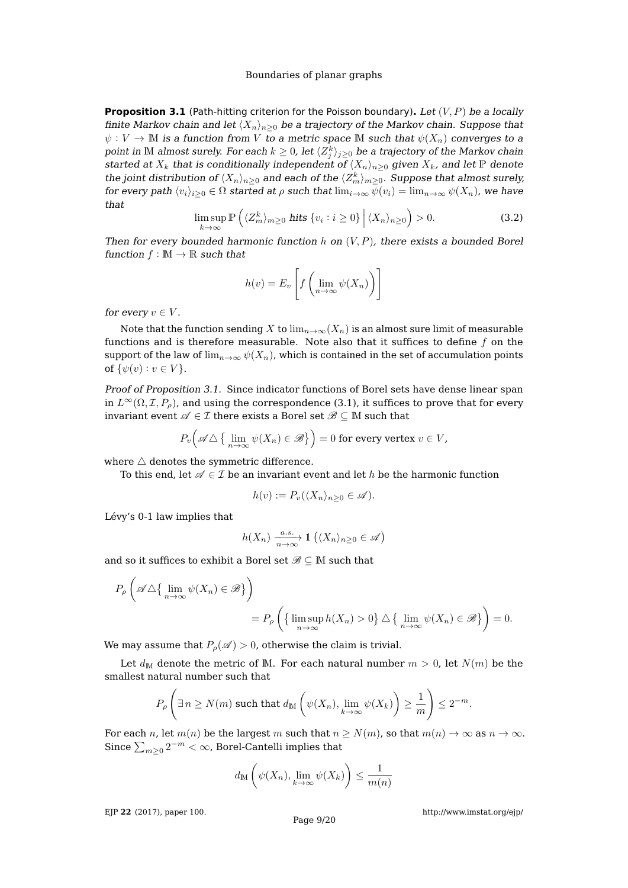**Proposition 3.1** (Path-hitting criterion for the Poisson boundary)**.** *Let $(V, P)$ be a locally finite Markov chain and let $\langle X_n \rangle_{n\geq 0}$ be a trajectory of the Markov chain. Suppose that $\psi : V \to \mathbb{M}$ is a function from $V$ to a metric space $\mathbb{M}$ such that $\psi(X_n)$ converges to a point in $\mathbb{M}$ almost surely. For each $k \geq 0$, let $\langle Z_j^k \rangle_{j\geq 0}$ be a trajectory of the Markov chain started at $X_k$ that is conditionally independent of $\langle X_n \rangle_{n\geq 0}$ given $X_k$, and let $\mathbb{P}$ denote the joint distribution of $\langle X_n \rangle_{n\geq 0}$ and each of the $\langle Z_m^k \rangle_{m\geq 0}$. Suppose that almost surely, for every path $\langle v_i \rangle_{i\geq 0} \in \Omega$ started at $\rho$ such that $\lim_{i\to\infty} \psi(v_i) = \lim_{n\to\infty} \psi(X_n)$, we have that*

$$\limsup_{k\to\infty} \mathbb{P}\left( \langle Z_m^k \rangle_{m\geq 0} \text{ hits } \{v_i : i \geq 0\} \,\Big|\, \langle X_n \rangle_{n\geq 0} \right) > 0. \tag{3.2}$$

*Then for every bounded harmonic function $h$ on $(V, P)$, there exists a bounded Borel function $f : \mathbb{M} \to \mathbb{R}$ such that*

$$h(v) = E_v \left[ f\left( \lim_{n\to\infty} \psi(X_n) \right) \right]$$

*for every $v \in V$.*

Note that the function sending $X$ to $\lim_{n\to\infty}(X_n)$ is an almost sure limit of measurable functions and is therefore measurable. Note also that it suffices to define $f$ on the support of the law of $\lim_{n\to\infty} \psi(X_n)$, which is contained in the set of accumulation points of $\{\psi(v) : v \in V\}$.

*Proof of Proposition 3.1.* Since indicator functions of Borel sets have dense linear span in $L^\infty(\Omega, \mathcal{I}, P_\rho)$, and using the correspondence (3.1), it suffices to prove that for every invariant event $\mathscr{A} \in \mathcal{I}$ there exists a Borel set $\mathscr{B} \subseteq \mathbb{M}$ such that

$$P_v\Big( \mathscr{A} \triangle \big\{ \lim_{n\to\infty} \psi(X_n) \in \mathscr{B} \big\} \Big) = 0 \text{ for every vertex } v \in V,$$

where $\triangle$ denotes the symmetric difference.

To this end, let $\mathscr{A} \in \mathcal{I}$ be an invariant event and let $h$ be the harmonic function

$$h(v) := P_v(\langle X_n \rangle_{n\geq 0} \in \mathscr{A}).$$

Lévy's 0-1 law implies that

$$h(X_n) \xrightarrow[n\to\infty]{a.s.} \mathbb{1}\left( \langle X_n \rangle_{n\geq 0} \in \mathscr{A} \right)$$

and so it suffices to exhibit a Borel set $\mathscr{B} \subseteq \mathbb{M}$ such that

$$P_\rho\left( \mathscr{A} \triangle \big\{ \lim_{n\to\infty} \psi(X_n) \in \mathscr{B} \big\} \right) = P_\rho\left( \big\{ \limsup_{n\to\infty} h(X_n) > 0 \big\} \triangle \big\{ \lim_{n\to\infty} \psi(X_n) \in \mathscr{B} \big\} \right) = 0.$$

We may assume that $P_\rho(\mathscr{A}) > 0$, otherwise the claim is trivial.

Let $d_\mathbb{M}$ denote the metric of $\mathbb{M}$. For each natural number $m > 0$, let $N(m)$ be the smallest natural number such that

$$P_\rho\left( \exists\, n \geq N(m) \text{ such that } d_\mathbb{M}\left( \psi(X_n), \lim_{k\to\infty} \psi(X_k) \right) \geq \frac{1}{m} \right) \leq 2^{-m}.$$

For each $n$, let $m(n)$ be the largest $m$ such that $n \geq N(m)$, so that $m(n) \to \infty$ as $n \to \infty$. Since $\sum_{m\geq 0} 2^{-m} < \infty$, Borel-Cantelli implies that

$$d_\mathbb{M}\left( \psi(X_n), \lim_{k\to\infty} \psi(X_k) \right) \leq \frac{1}{m(n)}$$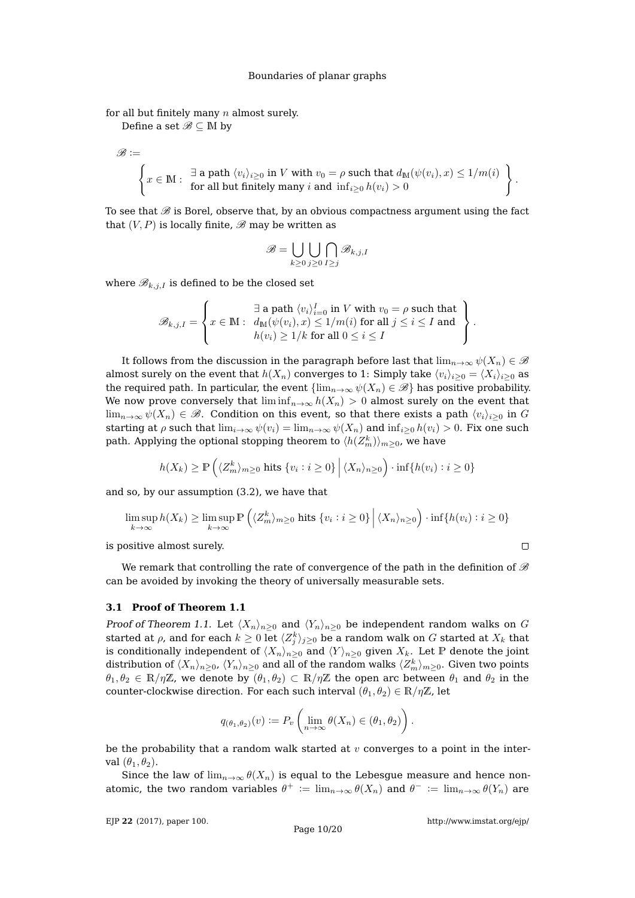for all but finitely many $n$ almost surely.

Define a set $\mathscr{B} \subseteq \mathbb{M}$ by

$$\mathscr{B} := \left\{ x \in \mathbb{M} : \begin{array}{l} \exists \text{ a path } \langle v_i \rangle_{i \geq 0} \text{ in } V \text{ with } v_0 = \rho \text{ such that } d_{\mathbb{M}}(\psi(v_i), x) \leq 1/m(i) \\ \text{for all but finitely many } i \text{ and } \inf_{i \geq 0} h(v_i) > 0 \end{array} \right\}.$$

To see that $\mathscr{B}$ is Borel, observe that, by an obvious compactness argument using the fact that $(V, P)$ is locally finite, $\mathscr{B}$ may be written as

$$\mathscr{B} = \bigcup_{k \geq 0} \bigcup_{j \geq 0} \bigcap_{I \geq j} \mathscr{B}_{k,j,I}$$

where $\mathscr{B}_{k,j,I}$ is defined to be the closed set

$$\mathscr{B}_{k,j,I} = \left\{ x \in \mathbb{M} : \begin{array}{l} \exists \text{ a path } \langle v_i \rangle_{i=0}^{I} \text{ in } V \text{ with } v_0 = \rho \text{ such that} \\ d_{\mathbb{M}}(\psi(v_i), x) \leq 1/m(i) \text{ for all } j \leq i \leq I \text{ and} \\ h(v_i) \geq 1/k \text{ for all } 0 \leq i \leq I \end{array} \right\}.$$

It follows from the discussion in the paragraph before last that $\lim_{n\to\infty} \psi(X_n) \in \mathscr{B}$ almost surely on the event that $h(X_n)$ converges to 1: Simply take $\langle v_i \rangle_{i \geq 0} = \langle X_i \rangle_{i \geq 0}$ as the required path. In particular, the event $\{\lim_{n\to\infty} \psi(X_n) \in \mathscr{B}\}$ has positive probability. We now prove conversely that $\liminf_{n\to\infty} h(X_n) > 0$ almost surely on the event that $\lim_{n\to\infty} \psi(X_n) \in \mathscr{B}$. Condition on this event, so that there exists a path $\langle v_i \rangle_{i \geq 0}$ in $G$ starting at $\rho$ such that $\lim_{i\to\infty} \psi(v_i) = \lim_{n\to\infty} \psi(X_n)$ and $\inf_{i \geq 0} h(v_i) > 0$. Fix one such path. Applying the optional stopping theorem to $\langle h(Z_m^k) \rangle_{m \geq 0}$, we have

$$h(X_k) \geq \mathbb{P}\left( \langle Z_m^k \rangle_{m \geq 0} \text{ hits } \{v_i : i \geq 0\} \,\middle|\, \langle X_n \rangle_{n \geq 0} \right) \cdot \inf\{h(v_i) : i \geq 0\}$$

and so, by our assumption (3.2), we have that

$$\limsup_{k\to\infty} h(X_k) \geq \limsup_{k\to\infty} \mathbb{P}\left( \langle Z_m^k \rangle_{m \geq 0} \text{ hits } \{v_i : i \geq 0\} \,\middle|\, \langle X_n \rangle_{n \geq 0} \right) \cdot \inf\{h(v_i) : i \geq 0\}$$

is positive almost surely. □

We remark that controlling the rate of convergence of the path in the definition of $\mathscr{B}$ can be avoided by invoking the theory of universally measurable sets.

### 3.1 Proof of Theorem 1.1

*Proof of Theorem 1.1.* Let $\langle X_n \rangle_{n \geq 0}$ and $\langle Y_n \rangle_{n \geq 0}$ be independent random walks on $G$ started at $\rho$, and for each $k \geq 0$ let $\langle Z_j^k \rangle_{j \geq 0}$ be a random walk on $G$ started at $X_k$ that is conditionally independent of $\langle X_n \rangle_{n \geq 0}$ and $\langle Y \rangle_{n \geq 0}$ given $X_k$. Let $\mathbb{P}$ denote the joint distribution of $\langle X_n \rangle_{n \geq 0}$, $\langle Y_n \rangle_{n \geq 0}$ and all of the random walks $\langle Z_m^k \rangle_{m \geq 0}$. Given two points $\theta_1, \theta_2 \in \mathbb{R}/\eta\mathbb{Z}$, we denote by $(\theta_1, \theta_2) \subset \mathbb{R}/\eta\mathbb{Z}$ the open arc between $\theta_1$ and $\theta_2$ in the counter-clockwise direction. For each such interval $(\theta_1, \theta_2) \in \mathbb{R}/\eta\mathbb{Z}$, let

$$q_{(\theta_1,\theta_2)}(v) := P_v\left( \lim_{n\to\infty} \theta(X_n) \in (\theta_1, \theta_2) \right).$$

be the probability that a random walk started at $v$ converges to a point in the interval $(\theta_1, \theta_2)$.

Since the law of $\lim_{n\to\infty} \theta(X_n)$ is equal to the Lebesgue measure and hence non-atomic, the two random variables $\theta^+ := \lim_{n\to\infty} \theta(X_n)$ and $\theta^- := \lim_{n\to\infty} \theta(Y_n)$ are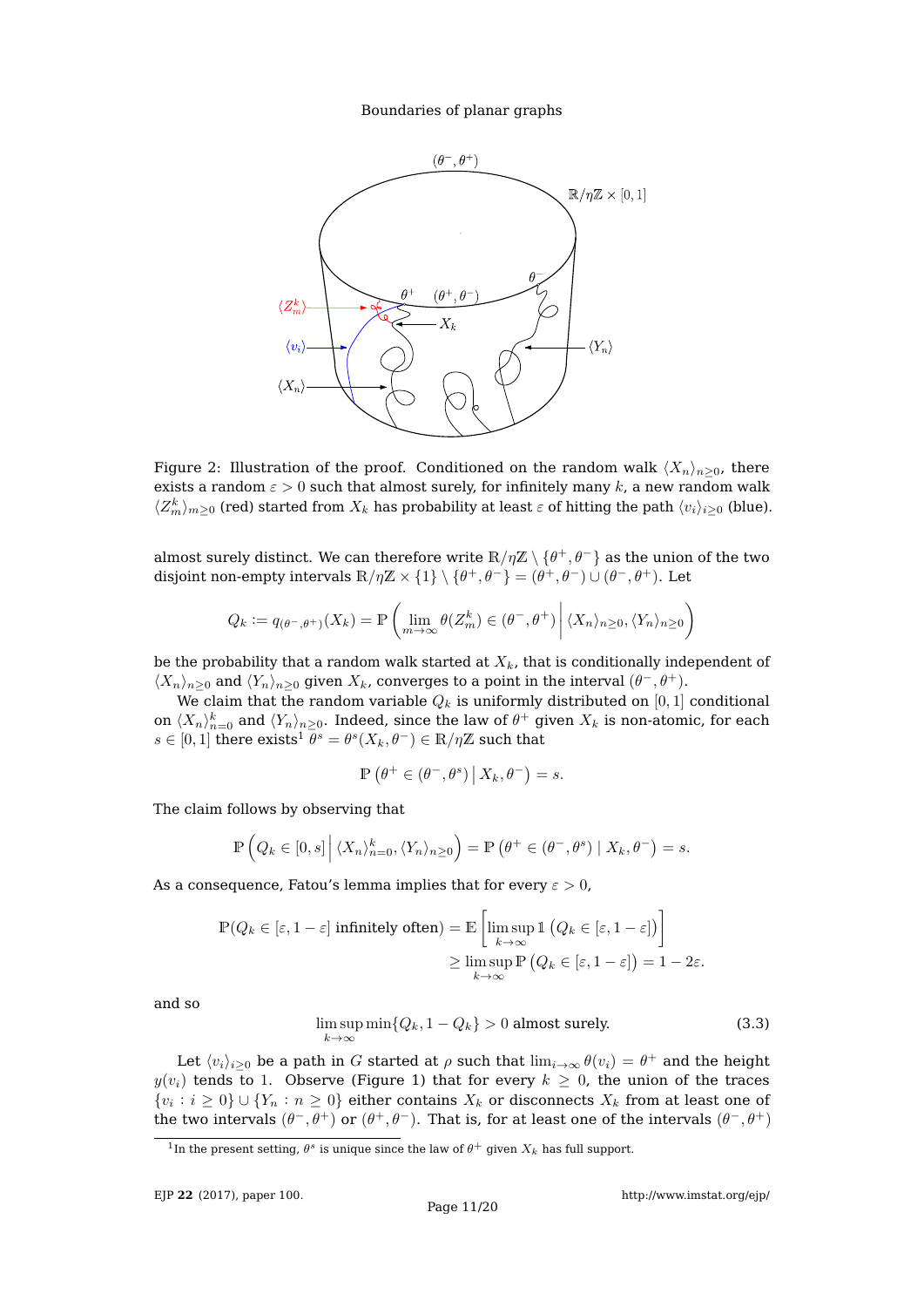Figure 2: Illustration of the proof. Conditioned on the random walk $\langle X_n \rangle_{n\geq 0}$, there exists a random $\varepsilon > 0$ such that almost surely, for infinitely many $k$, a new random walk $\langle Z^k_m \rangle_{m\geq 0}$ (red) started from $X_k$ has probability at least $\varepsilon$ of hitting the path $\langle v_i \rangle_{i\geq 0}$ (blue).

almost surely distinct. We can therefore write $\mathbb{R}/\eta\mathbb{Z} \setminus \{\theta^+, \theta^-\}$ as the union of the two disjoint non-empty intervals $\mathbb{R}/\eta\mathbb{Z} \times \{1\} \setminus \{\theta^+, \theta^-\} = (\theta^+, \theta^-) \cup (\theta^-, \theta^+)$. Let

$$Q_k := q_{(\theta^-,\theta^+)}(X_k) = \mathbb{P}\left( \lim_{m\to\infty} \theta(Z^k_m) \in (\theta^-, \theta^+) \,\middle|\, \langle X_n \rangle_{n\geq 0}, \langle Y_n \rangle_{n\geq 0} \right)$$

be the probability that a random walk started at $X_k$, that is conditionally independent of $\langle X_n \rangle_{n\geq 0}$ and $\langle Y_n \rangle_{n\geq 0}$ given $X_k$, converges to a point in the interval $(\theta^-, \theta^+)$.

We claim that the random variable $Q_k$ is uniformly distributed on $[0,1]$ conditional on $\langle X_n \rangle_{n=0}^k$ and $\langle Y_n \rangle_{n\geq 0}$. Indeed, since the law of $\theta^+$ given $X_k$ is non-atomic, for each $s \in [0,1]$ there exists[1] $\theta^s = \theta^s(X_k, \theta^-) \in \mathbb{R}/\eta\mathbb{Z}$ such that

$$\mathbb{P}\left(\theta^+ \in (\theta^-, \theta^s) \,\middle|\, X_k, \theta^-\right) = s.$$

The claim follows by observing that

$$\mathbb{P}\left(Q_k \in [0,s] \,\middle|\, \langle X_n \rangle_{n=0}^k, \langle Y_n \rangle_{n\geq 0}\right) = \mathbb{P}\left(\theta^+ \in (\theta^-, \theta^s) \mid X_k, \theta^-\right) = s.$$

As a consequence, Fatou's lemma implies that for every $\varepsilon > 0$,

$$\begin{aligned}
\mathbb{P}(Q_k \in [\varepsilon, 1-\varepsilon] \text{ infinitely often}) &= \mathbb{E}\left[\limsup_{k\to\infty} \mathbb{1}\left(Q_k \in [\varepsilon, 1-\varepsilon]\right)\right] \\
&\geq \limsup_{k\to\infty} \mathbb{P}\left(Q_k \in [\varepsilon, 1-\varepsilon]\right) = 1 - 2\varepsilon.
\end{aligned}$$

and so

$$\limsup_{k\to\infty} \min\{Q_k, 1-Q_k\} > 0 \text{ almost surely.} \tag{3.3}$$

Let $\langle v_i \rangle_{i\geq 0}$ be a path in $G$ started at $\rho$ such that $\lim_{i\to\infty} \theta(v_i) = \theta^+$ and the height $y(v_i)$ tends to 1. Observe (Figure 1) that for every $k \geq 0$, the union of the traces $\{v_i : i \geq 0\} \cup \{Y_n : n \geq 0\}$ either contains $X_k$ or disconnects $X_k$ from at least one of the two intervals $(\theta^-, \theta^+)$ or $(\theta^+, \theta^-)$. That is, for at least one of the intervals $(\theta^-, \theta^+)$

[1] In the present setting, $\theta^s$ is unique since the law of $\theta^+$ given $X_k$ has full support.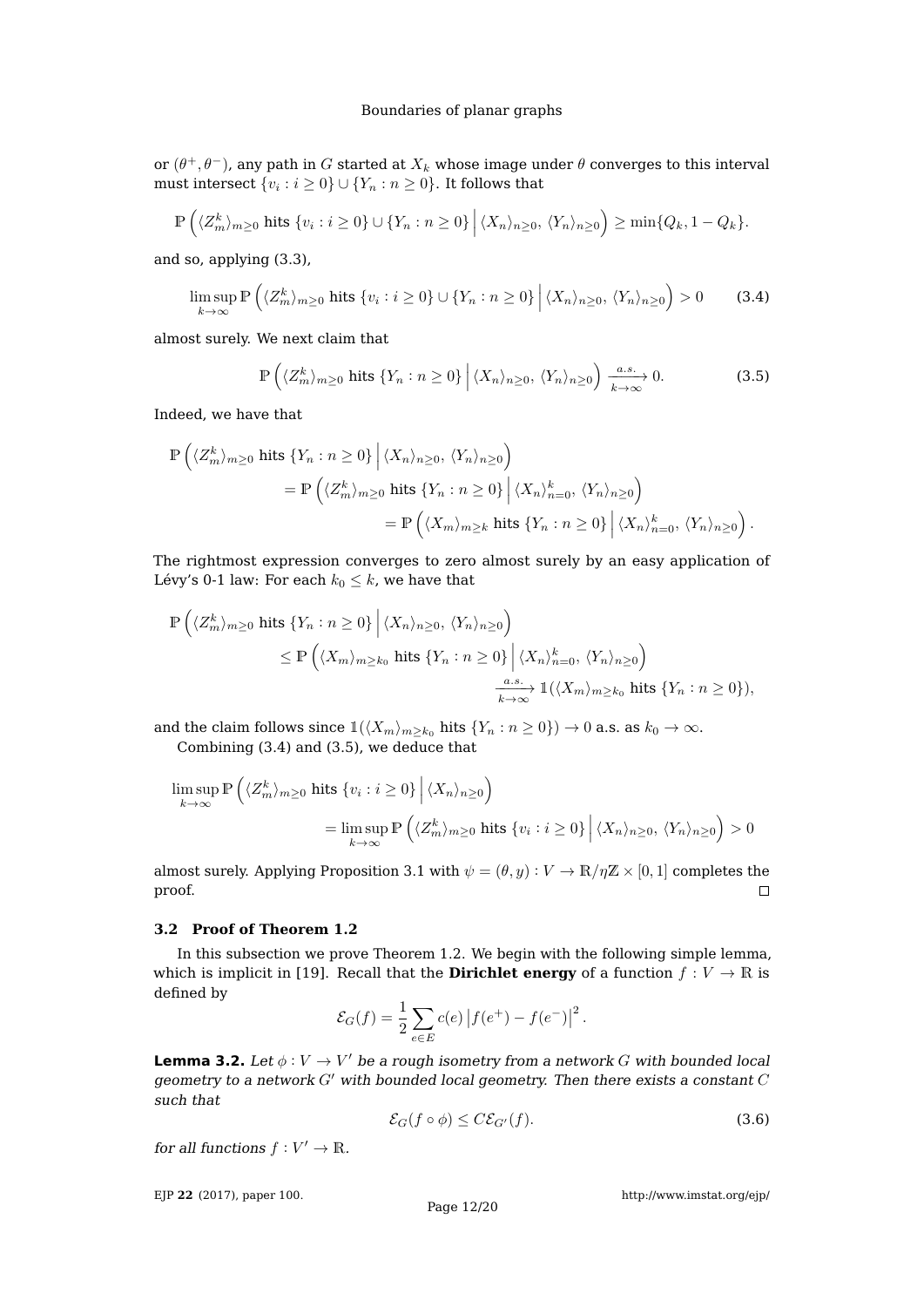or $(\theta^+, \theta^-)$, any path in $G$ started at $X_k$ whose image under $\theta$ converges to this interval must intersect $\{v_i : i \geq 0\} \cup \{Y_n : n \geq 0\}$. It follows that

$$\mathbb{P}\left(\langle Z_m^k \rangle_{m \geq 0} \text{ hits } \{v_i : i \geq 0\} \cup \{Y_n : n \geq 0\} \,\Big|\, \langle X_n \rangle_{n \geq 0},\, \langle Y_n \rangle_{n \geq 0}\right) \geq \min\{Q_k, 1 - Q_k\}.$$

and so, applying (3.3),

$$\limsup_{k \to \infty} \mathbb{P}\left(\langle Z_m^k \rangle_{m \geq 0} \text{ hits } \{v_i : i \geq 0\} \cup \{Y_n : n \geq 0\} \,\Big|\, \langle X_n \rangle_{n \geq 0},\, \langle Y_n \rangle_{n \geq 0}\right) > 0 \tag{3.4}$$

almost surely. We next claim that

$$\mathbb{P}\left(\langle Z_m^k \rangle_{m \geq 0} \text{ hits } \{Y_n : n \geq 0\} \,\Big|\, \langle X_n \rangle_{n \geq 0},\, \langle Y_n \rangle_{n \geq 0}\right) \xrightarrow[k \to \infty]{a.s.} 0. \tag{3.5}$$

Indeed, we have that

$$\begin{aligned}
\mathbb{P}&\left(\langle Z_m^k \rangle_{m \geq 0} \text{ hits } \{Y_n : n \geq 0\} \,\Big|\, \langle X_n \rangle_{n \geq 0},\, \langle Y_n \rangle_{n \geq 0}\right) \\
&= \mathbb{P}\left(\langle Z_m^k \rangle_{m \geq 0} \text{ hits } \{Y_n : n \geq 0\} \,\Big|\, \langle X_n \rangle_{n=0}^k,\, \langle Y_n \rangle_{n \geq 0}\right) \\
&\qquad = \mathbb{P}\left(\langle X_m \rangle_{m \geq k} \text{ hits } \{Y_n : n \geq 0\} \,\Big|\, \langle X_n \rangle_{n=0}^k,\, \langle Y_n \rangle_{n \geq 0}\right).
\end{aligned}$$

The rightmost expression converges to zero almost surely by an easy application of Lévy's 0-1 law: For each $k_0 \leq k$, we have that

$$\begin{aligned}
\mathbb{P}&\left(\langle Z_m^k \rangle_{m \geq 0} \text{ hits } \{Y_n : n \geq 0\} \,\Big|\, \langle X_n \rangle_{n \geq 0},\, \langle Y_n \rangle_{n \geq 0}\right) \\
&\leq \mathbb{P}\left(\langle X_m \rangle_{m \geq k_0} \text{ hits } \{Y_n : n \geq 0\} \,\Big|\, \langle X_n \rangle_{n=0}^k,\, \langle Y_n \rangle_{n \geq 0}\right) \\
&\qquad \xrightarrow[k \to \infty]{a.s.} \mathbb{1}(\langle X_m \rangle_{m \geq k_0} \text{ hits } \{Y_n : n \geq 0\}),
\end{aligned}$$

and the claim follows since $\mathbb{1}(\langle X_m \rangle_{m \geq k_0} \text{ hits } \{Y_n : n \geq 0\}) \to 0$ a.s. as $k_0 \to \infty$.

Combining (3.4) and (3.5), we deduce that

$$\begin{aligned}
\limsup_{k \to \infty} &\,\mathbb{P}\left(\langle Z_m^k \rangle_{m \geq 0} \text{ hits } \{v_i : i \geq 0\} \,\Big|\, \langle X_n \rangle_{n \geq 0}\right) \\
&= \limsup_{k \to \infty} \mathbb{P}\left(\langle Z_m^k \rangle_{m \geq 0} \text{ hits } \{v_i : i \geq 0\} \,\Big|\, \langle X_n \rangle_{n \geq 0},\, \langle Y_n \rangle_{n \geq 0}\right) > 0
\end{aligned}$$

almost surely. Applying Proposition 3.1 with $\psi = (\theta, y) : V \to \mathbb{R}/\eta\mathbb{Z} \times [0,1]$ completes the proof. $\square$

### 3.2 Proof of Theorem 1.2

In this subsection we prove Theorem 1.2. We begin with the following simple lemma, which is implicit in [19]. Recall that the **Dirichlet energy** of a function $f : V \to \mathbb{R}$ is defined by

$$\mathcal{E}_G(f) = \frac{1}{2} \sum_{e \in E} c(e) \left| f(e^+) - f(e^-) \right|^2.$$

**Lemma 3.2.** *Let $\phi : V \to V'$ be a rough isometry from a network $G$ with bounded local geometry to a network $G'$ with bounded local geometry. Then there exists a constant $C$ such that*

$$\mathcal{E}_G(f \circ \phi) \leq C \mathcal{E}_{G'}(f). \tag{3.6}$$

*for all functions $f : V' \to \mathbb{R}$.*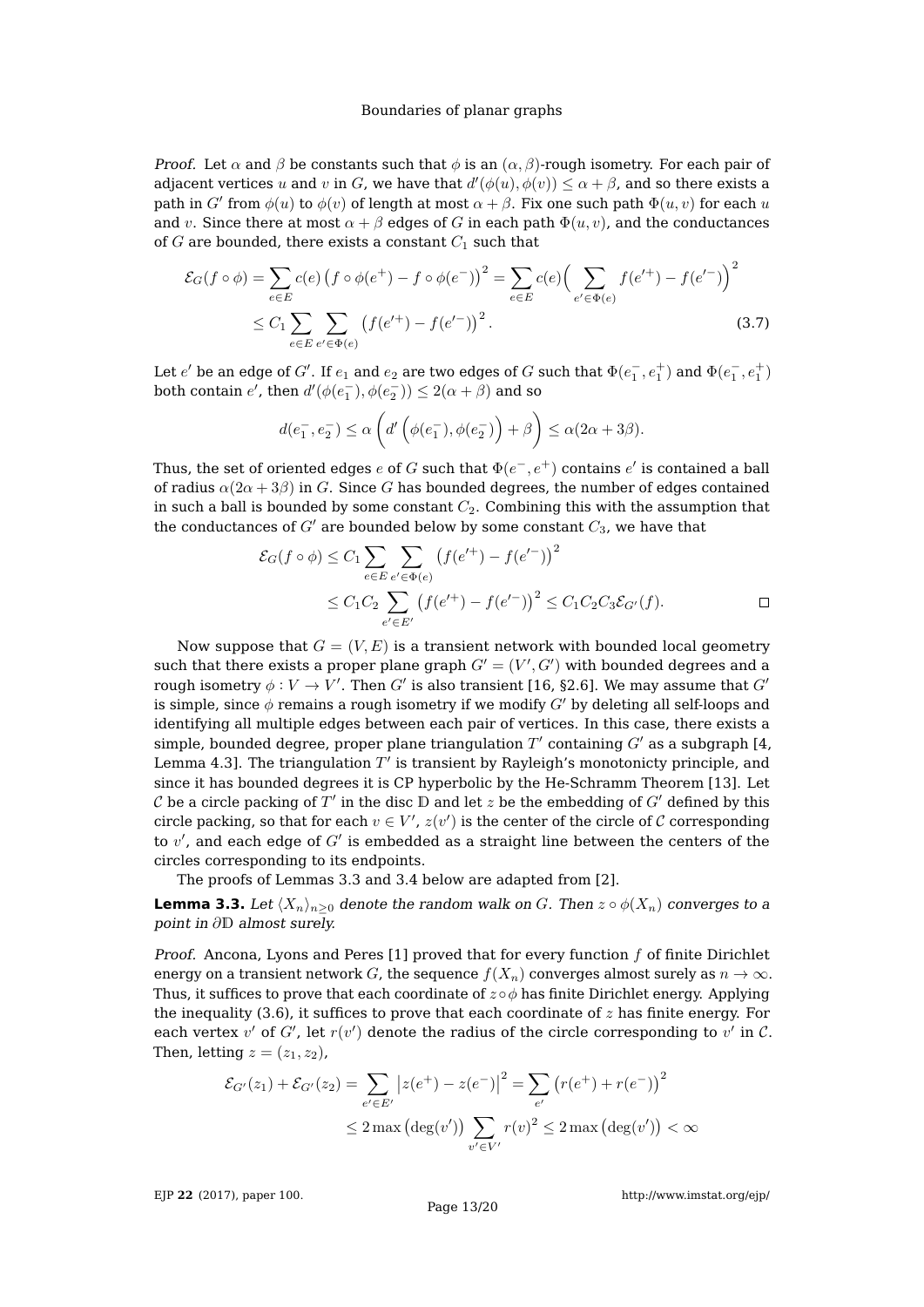*Proof.* Let $\alpha$ and $\beta$ be constants such that $\phi$ is an $(\alpha,\beta)$-rough isometry. For each pair of adjacent vertices $u$ and $v$ in $G$, we have that $d'(\phi(u),\phi(v)) \leq \alpha+\beta$, and so there exists a path in $G'$ from $\phi(u)$ to $\phi(v)$ of length at most $\alpha+\beta$. Fix one such path $\Phi(u,v)$ for each $u$ and $v$. Since there at most $\alpha+\beta$ edges of $G$ in each path $\Phi(u,v)$, and the conductances of $G$ are bounded, there exists a constant $C_1$ such that

$$\begin{aligned}
\mathcal{E}_G(f\circ\phi) = \sum_{e\in E} c(e)\left(f\circ\phi(e^+) - f\circ\phi(e^-)\right)^2 &= \sum_{e\in E} c(e)\Big(\sum_{e'\in\Phi(e)} f(e'^+) - f(e'^-)\Big)^2 \\
&\leq C_1 \sum_{e\in E}\sum_{e'\in\Phi(e)} \left(f(e'^+) - f(e'^-)\right)^2. \qquad (3.7)
\end{aligned}$$

Let $e'$ be an edge of $G'$. If $e_1$ and $e_2$ are two edges of $G$ such that $\Phi(e_1^-,e_1^+)$ and $\Phi(e_1^-,e_1^+)$ both contain $e'$, then $d'(\phi(e_1^-),\phi(e_2^-)) \leq 2(\alpha+\beta)$ and so

$$d(e_1^-,e_2^-) \leq \alpha\left(d'\left(\phi(e_1^-),\phi(e_2^-)\right)+\beta\right) \leq \alpha(2\alpha+3\beta).$$

Thus, the set of oriented edges $e$ of $G$ such that $\Phi(e^-,e^+)$ contains $e'$ is contained a ball of radius $\alpha(2\alpha+3\beta)$ in $G$. Since $G$ has bounded degrees, the number of edges contained in such a ball is bounded by some constant $C_2$. Combining this with the assumption that the conductances of $G'$ are bounded below by some constant $C_3$, we have that

$$\begin{aligned}
\mathcal{E}_G(f\circ\phi) &\leq C_1 \sum_{e\in E}\sum_{e'\in\Phi(e)} \left(f(e'^+) - f(e'^-)\right)^2 \\
&\leq C_1C_2 \sum_{e'\in E'} \left(f(e'^+) - f(e'^-)\right)^2 \leq C_1C_2C_3\mathcal{E}_{G'}(f). \qquad \square
\end{aligned}$$

Now suppose that $G=(V,E)$ is a transient network with bounded local geometry such that there exists a proper plane graph $G'=(V',G')$ with bounded degrees and a rough isometry $\phi : V \to V'$. Then $G'$ is also transient [16, §2.6]. We may assume that $G'$ is simple, since $\phi$ remains a rough isometry if we modify $G'$ by deleting all self-loops and identifying all multiple edges between each pair of vertices. In this case, there exists a simple, bounded degree, proper plane triangulation $T'$ containing $G'$ as a subgraph [4, Lemma 4.3]. The triangulation $T'$ is transient by Rayleigh's monotonicty principle, and since it has bounded degrees it is CP hyperbolic by the He-Schramm Theorem [13]. Let $\mathcal{C}$ be a circle packing of $T'$ in the disc $\mathbb{D}$ and let $z$ be the embedding of $G'$ defined by this circle packing, so that for each $v\in V'$, $z(v')$ is the center of the circle of $\mathcal{C}$ corresponding to $v'$, and each edge of $G'$ is embedded as a straight line between the centers of the circles corresponding to its endpoints.

The proofs of Lemmas 3.3 and 3.4 below are adapted from [2].

**Lemma 3.3.** *Let $\langle X_n\rangle_{n\geq 0}$ denote the random walk on $G$. Then $z\circ\phi(X_n)$ converges to a point in $\partial\mathbb{D}$ almost surely.*

*Proof.* Ancona, Lyons and Peres [1] proved that for every function $f$ of finite Dirichlet energy on a transient network $G$, the sequence $f(X_n)$ converges almost surely as $n\to\infty$. Thus, it suffices to prove that each coordinate of $z\circ\phi$ has finite Dirichlet energy. Applying the inequality (3.6), it suffices to prove that each coordinate of $z$ has finite energy. For each vertex $v'$ of $G'$, let $r(v')$ denote the radius of the circle corresponding to $v'$ in $\mathcal{C}$. Then, letting $z=(z_1,z_2)$,

$$\begin{aligned}
\mathcal{E}_{G'}(z_1)+\mathcal{E}_{G'}(z_2) = \sum_{e'\in E'} \left|z(e^+)-z(e^-)\right|^2 &= \sum_{e'} \left(r(e^+)+r(e^-)\right)^2 \\
&\leq 2\max\left(\deg(v')\right)\sum_{v'\in V'} r(v)^2 \leq 2\max\left(\deg(v')\right) < \infty
\end{aligned}$$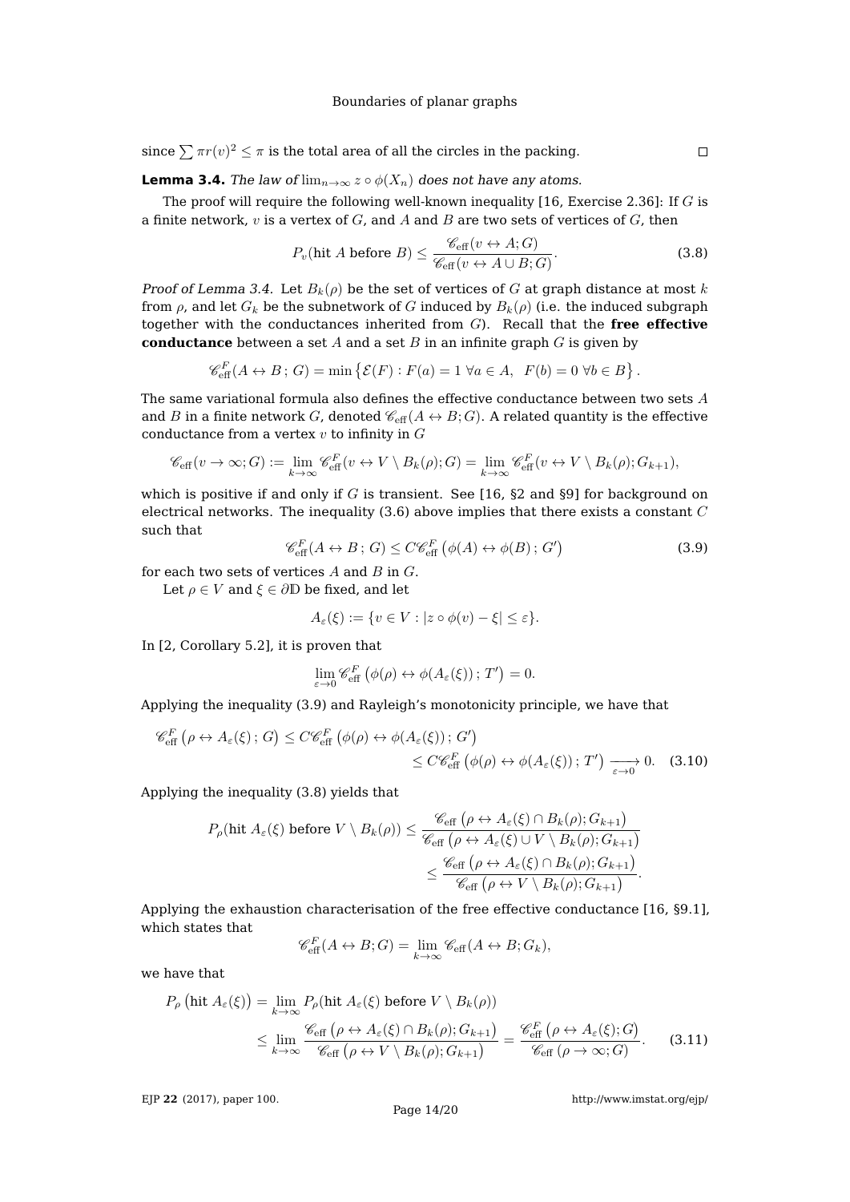since $\sum \pi r(v)^2 \leq \pi$ is the total area of all the circles in the packing. $\square$

**Lemma 3.4.** *The law of $\lim_{n\to\infty} z \circ \phi(X_n)$ does not have any atoms.*

The proof will require the following well-known inequality [16, Exercise 2.36]: If $G$ is a finite network, $v$ is a vertex of $G$, and $A$ and $B$ are two sets of vertices of $G$, then

$$P_v(\text{hit } A \text{ before } B) \leq \frac{\mathscr{C}_{\text{eff}}(v \leftrightarrow A; G)}{\mathscr{C}_{\text{eff}}(v \leftrightarrow A \cup B; G)}. \tag{3.8}$$

*Proof of Lemma 3.4.* Let $B_k(\rho)$ be the set of vertices of $G$ at graph distance at most $k$ from $\rho$, and let $G_k$ be the subnetwork of $G$ induced by $B_k(\rho)$ (i.e. the induced subgraph together with the conductances inherited from $G$). Recall that the **free effective conductance** between a set $A$ and a set $B$ in an infinite graph $G$ is given by

$$\mathscr{C}^F_{\text{eff}}(A \leftrightarrow B\,;\,G) = \min\left\{\mathcal{E}(F) : F(a) = 1\ \forall a \in A,\ \ F(b) = 0\ \forall b \in B\right\}.$$

The same variational formula also defines the effective conductance between two sets $A$ and $B$ in a finite network $G$, denoted $\mathscr{C}_{\text{eff}}(A \leftrightarrow B; G)$. A related quantity is the effective conductance from a vertex $v$ to infinity in $G$

$$\mathscr{C}_{\text{eff}}(v \to \infty; G) := \lim_{k\to\infty} \mathscr{C}^F_{\text{eff}}(v \leftrightarrow V \setminus B_k(\rho); G) = \lim_{k\to\infty} \mathscr{C}^F_{\text{eff}}(v \leftrightarrow V \setminus B_k(\rho); G_{k+1}),$$

which is positive if and only if $G$ is transient. See [16, §2 and §9] for background on electrical networks. The inequality (3.6) above implies that there exists a constant $C$ such that

$$\mathscr{C}^F_{\text{eff}}(A \leftrightarrow B\,;\,G) \leq C\mathscr{C}^F_{\text{eff}}\left(\phi(A) \leftrightarrow \phi(B)\,;\,G'\right) \tag{3.9}$$

for each two sets of vertices $A$ and $B$ in $G$.

Let $\rho \in V$ and $\xi \in \partial\mathbb{D}$ be fixed, and let

$$A_\varepsilon(\xi) := \{v \in V : |z \circ \phi(v) - \xi| \leq \varepsilon\}.$$

In [2, Corollary 5.2], it is proven that

$$\lim_{\varepsilon\to 0} \mathscr{C}^F_{\text{eff}}\left(\phi(\rho) \leftrightarrow \phi(A_\varepsilon(\xi))\,;\,T'\right) = 0.$$

Applying the inequality (3.9) and Rayleigh's monotonicity principle, we have that

$$\begin{aligned}\mathscr{C}^F_{\text{eff}}\left(\rho \leftrightarrow A_\varepsilon(\xi)\,;\,G\right) &\leq C\mathscr{C}^F_{\text{eff}}\left(\phi(\rho) \leftrightarrow \phi(A_\varepsilon(\xi))\,;\,G'\right)\\ &\leq C\mathscr{C}^F_{\text{eff}}\left(\phi(\rho) \leftrightarrow \phi(A_\varepsilon(\xi))\,;\,T'\right) \xrightarrow[\varepsilon\to 0]{} 0.\end{aligned} \tag{3.10}$$

Applying the inequality (3.8) yields that

$$\begin{aligned}P_\rho(\text{hit } A_\varepsilon(\xi) \text{ before } V \setminus B_k(\rho)) &\leq \frac{\mathscr{C}_{\text{eff}}\left(\rho \leftrightarrow A_\varepsilon(\xi) \cap B_k(\rho); G_{k+1}\right)}{\mathscr{C}_{\text{eff}}\left(\rho \leftrightarrow A_\varepsilon(\xi) \cup V \setminus B_k(\rho); G_{k+1}\right)}\\ &\leq \frac{\mathscr{C}_{\text{eff}}\left(\rho \leftrightarrow A_\varepsilon(\xi) \cap B_k(\rho); G_{k+1}\right)}{\mathscr{C}_{\text{eff}}\left(\rho \leftrightarrow V \setminus B_k(\rho); G_{k+1}\right)}.\end{aligned}$$

Applying the exhaustion characterisation of the free effective conductance [16, §9.1], which states that

$$\mathscr{C}^F_{\text{eff}}(A \leftrightarrow B; G) = \lim_{k\to\infty} \mathscr{C}_{\text{eff}}(A \leftrightarrow B; G_k),$$

we have that

$$\begin{aligned}P_\rho\left(\text{hit } A_\varepsilon(\xi)\right) &= \lim_{k\to\infty} P_\rho(\text{hit } A_\varepsilon(\xi) \text{ before } V \setminus B_k(\rho))\\ &\leq \lim_{k\to\infty} \frac{\mathscr{C}_{\text{eff}}\left(\rho \leftrightarrow A_\varepsilon(\xi) \cap B_k(\rho); G_{k+1}\right)}{\mathscr{C}_{\text{eff}}\left(\rho \leftrightarrow V \setminus B_k(\rho); G_{k+1}\right)} = \frac{\mathscr{C}^F_{\text{eff}}\left(\rho \leftrightarrow A_\varepsilon(\xi); G\right)}{\mathscr{C}_{\text{eff}}\left(\rho \to \infty; G\right)}.\end{aligned} \tag{3.11}$$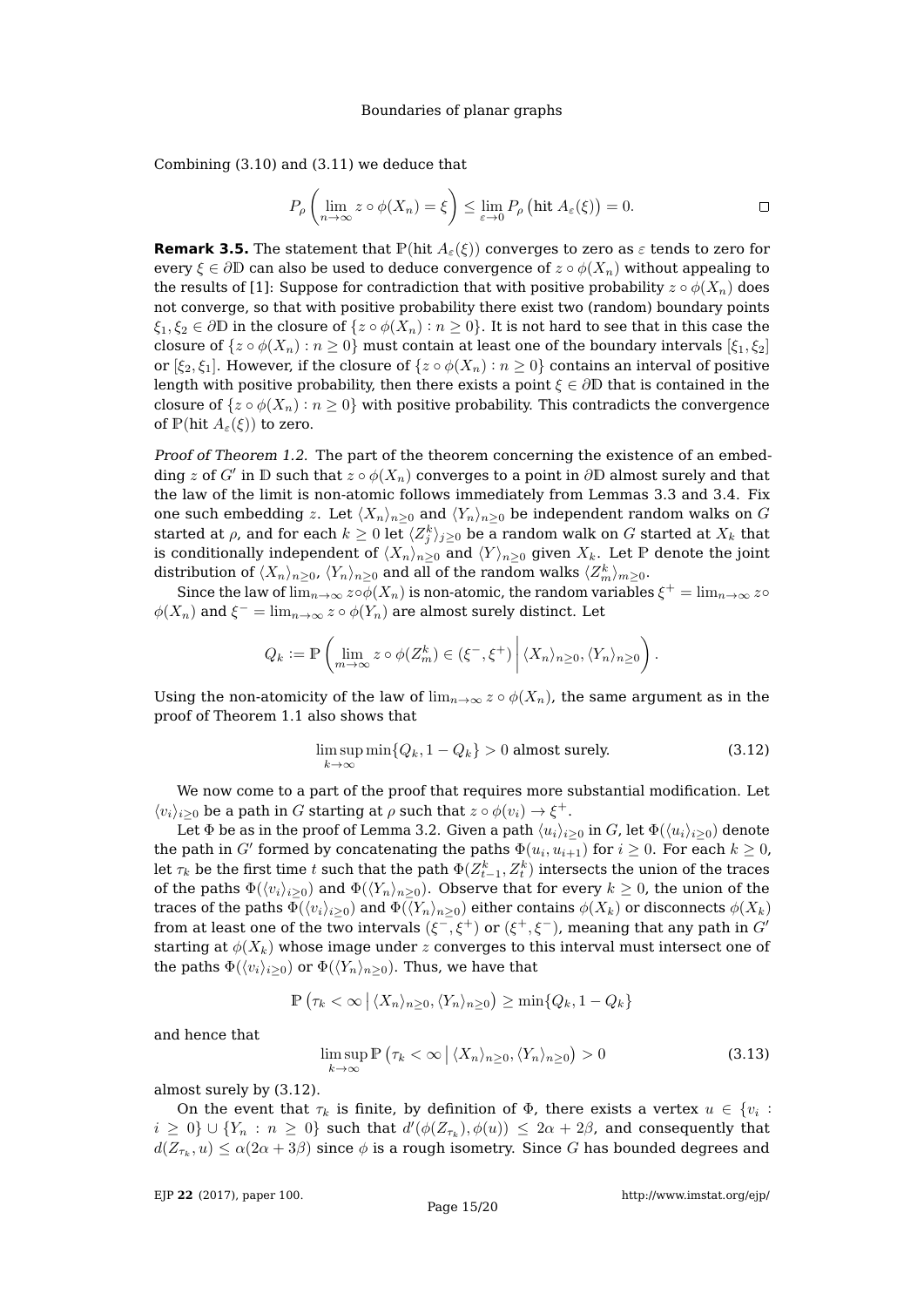Combining (3.10) and (3.11) we deduce that

$$P_\rho\left(\lim_{n\to\infty} z\circ\phi(X_n) = \xi\right) \le \lim_{\varepsilon\to 0} P_\rho\left(\text{hit } A_\varepsilon(\xi)\right) = 0. \qquad \square$$

**Remark 3.5.** The statement that $\mathbb{P}(\text{hit } A_\varepsilon(\xi))$ converges to zero as $\varepsilon$ tends to zero for every $\xi \in \partial\mathbb{D}$ can also be used to deduce convergence of $z\circ\phi(X_n)$ without appealing to the results of [1]: Suppose for contradiction that with positive probability $z\circ\phi(X_n)$ does not converge, so that with positive probability there exist two (random) boundary points $\xi_1, \xi_2 \in \partial\mathbb{D}$ in the closure of $\{z\circ\phi(X_n) : n \ge 0\}$. It is not hard to see that in this case the closure of $\{z\circ\phi(X_n) : n \ge 0\}$ must contain at least one of the boundary intervals $[\xi_1,\xi_2]$ or $[\xi_2,\xi_1]$. However, if the closure of $\{z\circ\phi(X_n) : n \ge 0\}$ contains an interval of positive length with positive probability, then there exists a point $\xi \in \partial\mathbb{D}$ that is contained in the closure of $\{z\circ\phi(X_n) : n \ge 0\}$ with positive probability. This contradicts the convergence of $\mathbb{P}(\text{hit } A_\varepsilon(\xi))$ to zero.

*Proof of Theorem 1.2.* The part of the theorem concerning the existence of an embedding $z$ of $G'$ in $\mathbb{D}$ such that $z\circ\phi(X_n)$ converges to a point in $\partial\mathbb{D}$ almost surely and that the law of the limit is non-atomic follows immediately from Lemmas 3.3 and 3.4. Fix one such embedding $z$. Let $\langle X_n\rangle_{n\ge0}$ and $\langle Y_n\rangle_{n\ge0}$ be independent random walks on $G$ started at $\rho$, and for each $k \ge 0$ let $\langle Z^k_j\rangle_{j\ge0}$ be a random walk on $G$ started at $X_k$ that is conditionally independent of $\langle X_n\rangle_{n\ge0}$ and $\langle Y\rangle_{n\ge0}$ given $X_k$. Let $\mathbb{P}$ denote the joint distribution of $\langle X_n\rangle_{n\ge0}$, $\langle Y_n\rangle_{n\ge0}$ and all of the random walks $\langle Z^k_m\rangle_{m\ge0}$.

Since the law of $\lim_{n\to\infty} z\circ\phi(X_n)$ is non-atomic, the random variables $\xi^+ = \lim_{n\to\infty} z\circ\phi(X_n)$ and $\xi^- = \lim_{n\to\infty} z\circ\phi(Y_n)$ are almost surely distinct. Let

$$Q_k := \mathbb{P}\left(\lim_{m\to\infty} z\circ\phi(Z^k_m) \in (\xi^-,\xi^+) \,\middle|\, \langle X_n\rangle_{n\ge0}, \langle Y_n\rangle_{n\ge0}\right).$$

Using the non-atomicity of the law of $\lim_{n\to\infty} z\circ\phi(X_n)$, the same argument as in the proof of Theorem 1.1 also shows that

$$\limsup_{k\to\infty} \min\{Q_k, 1-Q_k\} > 0 \text{ almost surely.} \tag{3.12}$$

We now come to a part of the proof that requires more substantial modification. Let $\langle v_i\rangle_{i\ge0}$ be a path in $G$ starting at $\rho$ such that $z\circ\phi(v_i) \to \xi^+$.

Let $\Phi$ be as in the proof of Lemma 3.2. Given a path $\langle u_i\rangle_{i\ge0}$ in $G$, let $\Phi(\langle u_i\rangle_{i\ge0})$ denote the path in $G'$ formed by concatenating the paths $\Phi(u_i, u_{i+1})$ for $i \ge 0$. For each $k \ge 0$, let $\tau_k$ be the first time $t$ such that the path $\Phi(Z^k_{t-1}, Z^k_t)$ intersects the union of the traces of the paths $\Phi(\langle v_i\rangle_{i\ge0})$ and $\Phi(\langle Y_n\rangle_{n\ge0})$. Observe that for every $k \ge 0$, the union of the traces of the paths $\Phi(\langle v_i\rangle_{i\ge0})$ and $\Phi(\langle Y_n\rangle_{n\ge0})$ either contains $\phi(X_k)$ or disconnects $\phi(X_k)$ from at least one of the two intervals $(\xi^-,\xi^+)$ or $(\xi^+,\xi^-)$, meaning that any path in $G'$ starting at $\phi(X_k)$ whose image under $z$ converges to this interval must intersect one of the paths $\Phi(\langle v_i\rangle_{i\ge0})$ or $\Phi(\langle Y_n\rangle_{n\ge0})$. Thus, we have that

$$\mathbb{P}\left(\tau_k < \infty \,\middle|\, \langle X_n\rangle_{n\ge0}, \langle Y_n\rangle_{n\ge0}\right) \ge \min\{Q_k, 1-Q_k\}$$

and hence that

$$\limsup_{k\to\infty} \mathbb{P}\left(\tau_k < \infty \,\middle|\, \langle X_n\rangle_{n\ge0}, \langle Y_n\rangle_{n\ge0}\right) > 0 \tag{3.13}$$

almost surely by (3.12).

On the event that $\tau_k$ is finite, by definition of $\Phi$, there exists a vertex $u \in \{v_i : i \ge 0\} \cup \{Y_n : n \ge 0\}$ such that $d'(\phi(Z_{\tau_k}), \phi(u)) \le 2\alpha + 2\beta$, and consequently that $d(Z_{\tau_k}, u) \le \alpha(2\alpha + 3\beta)$ since $\phi$ is a rough isometry. Since $G$ has bounded degrees and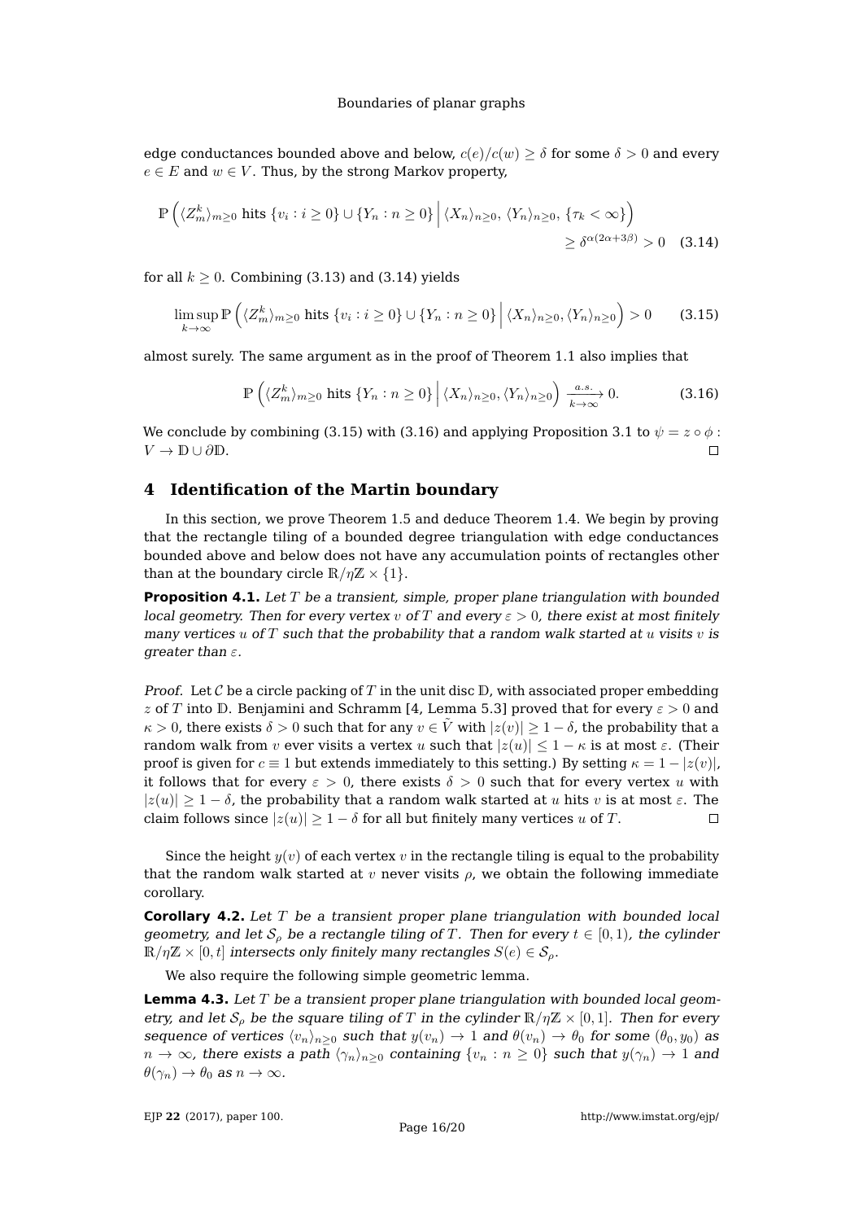edge conductances bounded above and below, $c(e)/c(w) \geq \delta$ for some $\delta > 0$ and every $e \in E$ and $w \in V$. Thus, by the strong Markov property,

$$\mathbb{P}\left(\langle Z^k_m \rangle_{m\geq 0} \text{ hits } \{v_i : i \geq 0\} \cup \{Y_n : n \geq 0\} \,\Big|\, \langle X_n \rangle_{n\geq 0},\, \langle Y_n \rangle_{n\geq 0},\, \{\tau_k < \infty\}\right) \geq \delta^{\alpha(2\alpha+3\beta)} > 0 \quad (3.14)$$

for all $k \geq 0$. Combining (3.13) and (3.14) yields

$$\limsup_{k\to\infty} \mathbb{P}\left(\langle Z^k_m \rangle_{m\geq 0} \text{ hits } \{v_i : i \geq 0\} \cup \{Y_n : n \geq 0\} \,\Big|\, \langle X_n \rangle_{n\geq 0}, \langle Y_n \rangle_{n\geq 0}\right) > 0 \qquad (3.15)$$

almost surely. The same argument as in the proof of Theorem 1.1 also implies that

$$\mathbb{P}\left(\langle Z^k_m \rangle_{m\geq 0} \text{ hits } \{Y_n : n \geq 0\} \,\Big|\, \langle X_n \rangle_{n\geq 0}, \langle Y_n \rangle_{n\geq 0}\right) \xrightarrow[k\to\infty]{a.s.} 0. \qquad (3.16)$$

We conclude by combining (3.15) with (3.16) and applying Proposition 3.1 to $\psi = z \circ \phi : V \to \mathbb{D} \cup \partial\mathbb{D}$. ∎

## 4 Identification of the Martin boundary

In this section, we prove Theorem 1.5 and deduce Theorem 1.4. We begin by proving that the rectangle tiling of a bounded degree triangulation with edge conductances bounded above and below does not have any accumulation points of rectangles other than at the boundary circle $\mathbb{R}/\eta\mathbb{Z} \times \{1\}$.

**Proposition 4.1.** *Let $T$ be a transient, simple, proper plane triangulation with bounded local geometry. Then for every vertex $v$ of $T$ and every $\varepsilon > 0$, there exist at most finitely many vertices $u$ of $T$ such that the probability that a random walk started at $u$ visits $v$ is greater than $\varepsilon$.*

*Proof.* Let $\mathcal{C}$ be a circle packing of $T$ in the unit disc $\mathbb{D}$, with associated proper embedding $z$ of $T$ into $\mathbb{D}$. Benjamini and Schramm [4, Lemma 5.3] proved that for every $\varepsilon > 0$ and $\kappa > 0$, there exists $\delta > 0$ such that for any $v \in \tilde{V}$ with $|z(v)| \geq 1 - \delta$, the probability that a random walk from $v$ ever visits a vertex $u$ such that $|z(u)| \leq 1 - \kappa$ is at most $\varepsilon$. (Their proof is given for $c \equiv 1$ but extends immediately to this setting.) By setting $\kappa = 1 - |z(v)|$, it follows that for every $\varepsilon > 0$, there exists $\delta > 0$ such that for every vertex $u$ with $|z(u)| \geq 1 - \delta$, the probability that a random walk started at $u$ hits $v$ is at most $\varepsilon$. The claim follows since $|z(u)| \geq 1 - \delta$ for all but finitely many vertices $u$ of $T$. ∎

Since the height $y(v)$ of each vertex $v$ in the rectangle tiling is equal to the probability that the random walk started at $v$ never visits $\rho$, we obtain the following immediate corollary.

**Corollary 4.2.** *Let $T$ be a transient proper plane triangulation with bounded local geometry, and let $\mathcal{S}_\rho$ be a rectangle tiling of $T$. Then for every $t \in [0, 1)$, the cylinder $\mathbb{R}/\eta\mathbb{Z} \times [0, t]$ intersects only finitely many rectangles $S(e) \in \mathcal{S}_\rho$.*

We also require the following simple geometric lemma.

**Lemma 4.3.** *Let $T$ be a transient proper plane triangulation with bounded local geometry, and let $\mathcal{S}_\rho$ be the square tiling of $T$ in the cylinder $\mathbb{R}/\eta\mathbb{Z} \times [0, 1]$. Then for every sequence of vertices $\langle v_n \rangle_{n\geq 0}$ such that $y(v_n) \to 1$ and $\theta(v_n) \to \theta_0$ for some $(\theta_0, y_0)$ as $n \to \infty$, there exists a path $\langle \gamma_n \rangle_{n\geq 0}$ containing $\{v_n : n \geq 0\}$ such that $y(\gamma_n) \to 1$ and $\theta(\gamma_n) \to \theta_0$ as $n \to \infty$.*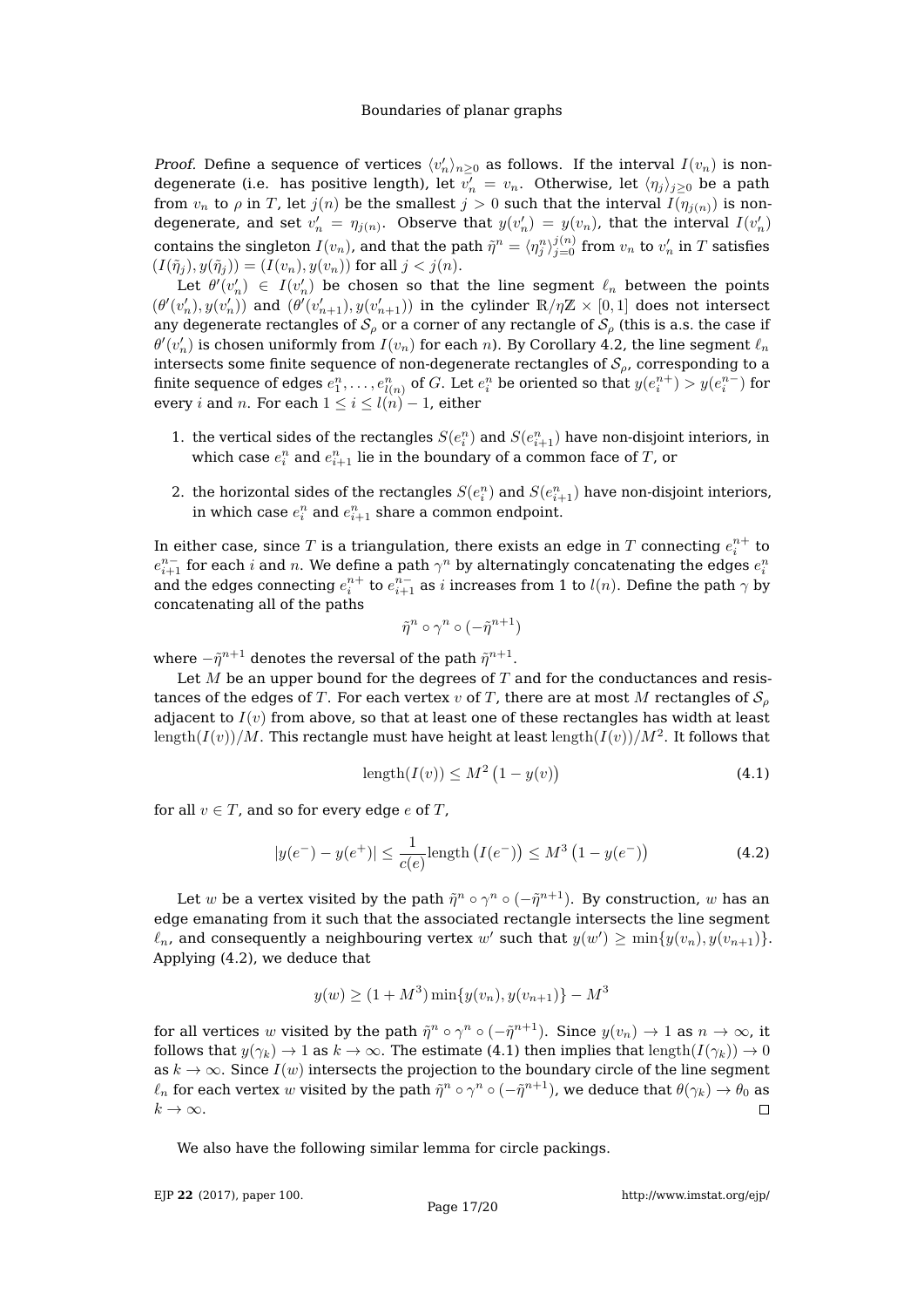*Proof.* Define a sequence of vertices $\langle v_n' \rangle_{n\geq 0}$ as follows. If the interval $I(v_n)$ is non-degenerate (i.e. has positive length), let $v_n' = v_n$. Otherwise, let $\langle \eta_j \rangle_{j\geq 0}$ be a path from $v_n$ to $\rho$ in $T$, let $j(n)$ be the smallest $j > 0$ such that the interval $I(\eta_{j(n)})$ is non-degenerate, and set $v_n' = \eta_{j(n)}$. Observe that $y(v_n') = y(v_n)$, that the interval $I(v_n')$ contains the singleton $I(v_n)$, and that the path $\tilde{\eta}^n = \langle \eta_j^n \rangle_{j=0}^{j(n)}$ from $v_n$ to $v_n'$ in $T$ satisfies $(I(\tilde{\eta}_j), y(\tilde{\eta}_j)) = (I(v_n), y(v_n))$ for all $j < j(n)$.

Let $\theta'(v_n') \in I(v_n')$ be chosen so that the line segment $\ell_n$ between the points $(\theta'(v_n'), y(v_n'))$ and $(\theta'(v_{n+1}'), y(v_{n+1}'))$ in the cylinder $\mathbb{R}/\eta\mathbb{Z} \times [0,1]$ does not intersect any degenerate rectangles of $\mathcal{S}_\rho$ or a corner of any rectangle of $\mathcal{S}_\rho$ (this is a.s. the case if $\theta'(v_n')$ is chosen uniformly from $I(v_n)$ for each $n$). By Corollary 4.2, the line segment $\ell_n$ intersects some finite sequence of non-degenerate rectangles of $\mathcal{S}_\rho$, corresponding to a finite sequence of edges $e_1^n, \ldots, e_{l(n)}^n$ of $G$. Let $e_i^n$ be oriented so that $y(e_i^{n+}) > y(e_i^{n-})$ for every $i$ and $n$. For each $1 \leq i \leq l(n) - 1$, either

1. the vertical sides of the rectangles $S(e_i^n)$ and $S(e_{i+1}^n)$ have non-disjoint interiors, in which case $e_i^n$ and $e_{i+1}^n$ lie in the boundary of a common face of $T$, or
2. the horizontal sides of the rectangles $S(e_i^n)$ and $S(e_{i+1}^n)$ have non-disjoint interiors, in which case $e_i^n$ and $e_{i+1}^n$ share a common endpoint.

In either case, since $T$ is a triangulation, there exists an edge in $T$ connecting $e_i^{n+}$ to $e_{i+1}^{n-}$ for each $i$ and $n$. We define a path $\gamma^n$ by alternatingly concatenating the edges $e_i^n$ and the edges connecting $e_i^{n+}$ to $e_{i+1}^{n-}$ as $i$ increases from 1 to $l(n)$. Define the path $\gamma$ by concatenating all of the paths

$$\tilde{\eta}^n \circ \gamma^n \circ (-\tilde{\eta}^{n+1})$$

where $-\tilde{\eta}^{n+1}$ denotes the reversal of the path $\tilde{\eta}^{n+1}$.

Let $M$ be an upper bound for the degrees of $T$ and for the conductances and resistances of the edges of $T$. For each vertex $v$ of $T$, there are at most $M$ rectangles of $\mathcal{S}_\rho$ adjacent to $I(v)$ from above, so that at least one of these rectangles has width at least $\mathrm{length}(I(v))/M$. This rectangle must have height at least $\mathrm{length}(I(v))/M^2$. It follows that

$$\mathrm{length}(I(v)) \leq M^2 \left(1 - y(v)\right) \tag{4.1}$$

for all $v \in T$, and so for every edge $e$ of $T$,

$$|y(e^-) - y(e^+)| \leq \frac{1}{c(e)} \mathrm{length}\left(I(e^-)\right) \leq M^3 \left(1 - y(e^-)\right) \tag{4.2}$$

Let $w$ be a vertex visited by the path $\tilde{\eta}^n \circ \gamma^n \circ (-\tilde{\eta}^{n+1})$. By construction, $w$ has an edge emanating from it such that the associated rectangle intersects the line segment $\ell_n$, and consequently a neighbouring vertex $w'$ such that $y(w') \geq \min\{y(v_n), y(v_{n+1})\}$. Applying (4.2), we deduce that

$$y(w) \geq (1 + M^3) \min\{y(v_n), y(v_{n+1})\} - M^3$$

for all vertices $w$ visited by the path $\tilde{\eta}^n \circ \gamma^n \circ (-\tilde{\eta}^{n+1})$. Since $y(v_n) \to 1$ as $n \to \infty$, it follows that $y(\gamma_k) \to 1$ as $k \to \infty$. The estimate (4.1) then implies that $\mathrm{length}(I(\gamma_k)) \to 0$ as $k \to \infty$. Since $I(w)$ intersects the projection to the boundary circle of the line segment $\ell_n$ for each vertex $w$ visited by the path $\tilde{\eta}^n \circ \gamma^n \circ (-\tilde{\eta}^{n+1})$, we deduce that $\theta(\gamma_k) \to \theta_0$ as $k \to \infty$. □

We also have the following similar lemma for circle packings.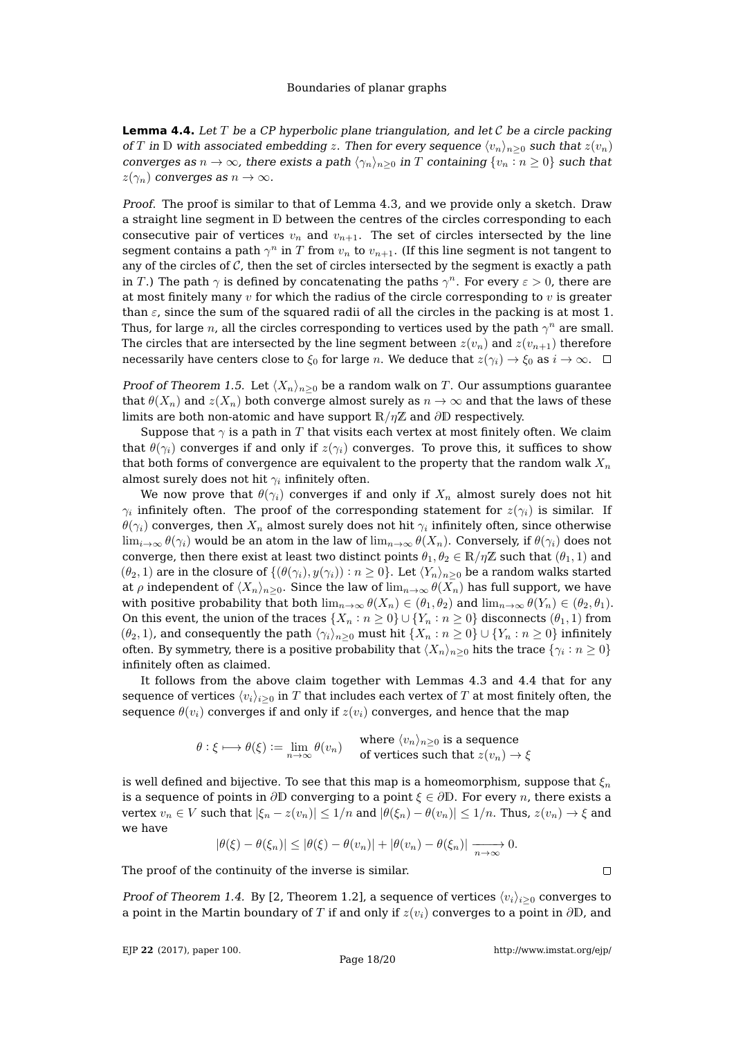**Lemma 4.4.** *Let $T$ be a CP hyperbolic plane triangulation, and let $\mathcal{C}$ be a circle packing of $T$ in $\mathbb{D}$ with associated embedding $z$. Then for every sequence $\langle v_n \rangle_{n\geq 0}$ such that $z(v_n)$ converges as $n \to \infty$, there exists a path $\langle \gamma_n \rangle_{n\geq 0}$ in $T$ containing $\{v_n : n \geq 0\}$ such that $z(\gamma_n)$ converges as $n \to \infty$.*

*Proof.* The proof is similar to that of Lemma 4.3, and we provide only a sketch. Draw a straight line segment in $\mathbb{D}$ between the centres of the circles corresponding to each consecutive pair of vertices $v_n$ and $v_{n+1}$. The set of circles intersected by the line segment contains a path $\gamma^n$ in $T$ from $v_n$ to $v_{n+1}$. (If this line segment is not tangent to any of the circles of $\mathcal{C}$, then the set of circles intersected by the segment is exactly a path in $T$.) The path $\gamma$ is defined by concatenating the paths $\gamma^n$. For every $\varepsilon > 0$, there are at most finitely many $v$ for which the radius of the circle corresponding to $v$ is greater than $\varepsilon$, since the sum of the squared radii of all the circles in the packing is at most 1. Thus, for large $n$, all the circles corresponding to vertices used by the path $\gamma^n$ are small. The circles that are intersected by the line segment between $z(v_n)$ and $z(v_{n+1})$ therefore necessarily have centers close to $\xi_0$ for large $n$. We deduce that $z(\gamma_i) \to \xi_0$ as $i \to \infty$. $\square$

*Proof of Theorem 1.5.* Let $\langle X_n \rangle_{n\geq 0}$ be a random walk on $T$. Our assumptions guarantee that $\theta(X_n)$ and $z(X_n)$ both converge almost surely as $n \to \infty$ and that the laws of these limits are both non-atomic and have support $\mathbb{R}/\eta\mathbb{Z}$ and $\partial\mathbb{D}$ respectively.

Suppose that $\gamma$ is a path in $T$ that visits each vertex at most finitely often. We claim that $\theta(\gamma_i)$ converges if and only if $z(\gamma_i)$ converges. To prove this, it suffices to show that both forms of convergence are equivalent to the property that the random walk $X_n$ almost surely does not hit $\gamma_i$ infinitely often.

We now prove that $\theta(\gamma_i)$ converges if and only if $X_n$ almost surely does not hit $\gamma_i$ infinitely often. The proof of the corresponding statement for $z(\gamma_i)$ is similar. If $\theta(\gamma_i)$ converges, then $X_n$ almost surely does not hit $\gamma_i$ infinitely often, since otherwise $\lim_{i\to\infty} \theta(\gamma_i)$ would be an atom in the law of $\lim_{n\to\infty} \theta(X_n)$. Conversely, if $\theta(\gamma_i)$ does not converge, then there exist at least two distinct points $\theta_1, \theta_2 \in \mathbb{R}/\eta\mathbb{Z}$ such that $(\theta_1, 1)$ and $(\theta_2, 1)$ are in the closure of $\{(\theta(\gamma_i), y(\gamma_i)) : n \geq 0\}$. Let $\langle Y_n \rangle_{n\geq 0}$ be a random walks started at $\rho$ independent of $\langle X_n \rangle_{n\geq 0}$. Since the law of $\lim_{n\to\infty} \theta(X_n)$ has full support, we have with positive probability that both $\lim_{n\to\infty} \theta(X_n) \in (\theta_1, \theta_2)$ and $\lim_{n\to\infty} \theta(Y_n) \in (\theta_2, \theta_1)$. On this event, the union of the traces $\{X_n : n \geq 0\} \cup \{Y_n : n \geq 0\}$ disconnects $(\theta_1, 1)$ from $(\theta_2, 1)$, and consequently the path $\langle \gamma_i \rangle_{n\geq 0}$ must hit $\{X_n : n \geq 0\} \cup \{Y_n : n \geq 0\}$ infinitely often. By symmetry, there is a positive probability that $\langle X_n \rangle_{n\geq 0}$ hits the trace $\{\gamma_i : n \geq 0\}$ infinitely often as claimed.

It follows from the above claim together with Lemmas 4.3 and 4.4 that for any sequence of vertices $\langle v_i \rangle_{i\geq 0}$ in $T$ that includes each vertex of $T$ at most finitely often, the sequence $\theta(v_i)$ converges if and only if $z(v_i)$ converges, and hence that the map

$$\theta : \xi \longmapsto \theta(\xi) := \lim_{n\to\infty} \theta(v_n) \qquad \begin{array}{l}\text{where } \langle v_n \rangle_{n\geq 0} \text{ is a sequence} \\ \text{of vertices such that } z(v_n) \to \xi\end{array}$$

is well defined and bijective. To see that this map is a homeomorphism, suppose that $\xi_n$ is a sequence of points in $\partial\mathbb{D}$ converging to a point $\xi \in \partial\mathbb{D}$. For every $n$, there exists a vertex $v_n \in V$ such that $|\xi_n - z(v_n)| \leq 1/n$ and $|\theta(\xi_n) - \theta(v_n)| \leq 1/n$. Thus, $z(v_n) \to \xi$ and we have

$$|\theta(\xi) - \theta(\xi_n)| \leq |\theta(\xi) - \theta(v_n)| + |\theta(v_n) - \theta(\xi_n)| \xrightarrow[n\to\infty]{} 0.$$

The proof of the continuity of the inverse is similar. $\square$

*Proof of Theorem 1.4.* By [2, Theorem 1.2], a sequence of vertices $\langle v_i \rangle_{i\geq 0}$ converges to a point in the Martin boundary of $T$ if and only if $z(v_i)$ converges to a point in $\partial\mathbb{D}$, and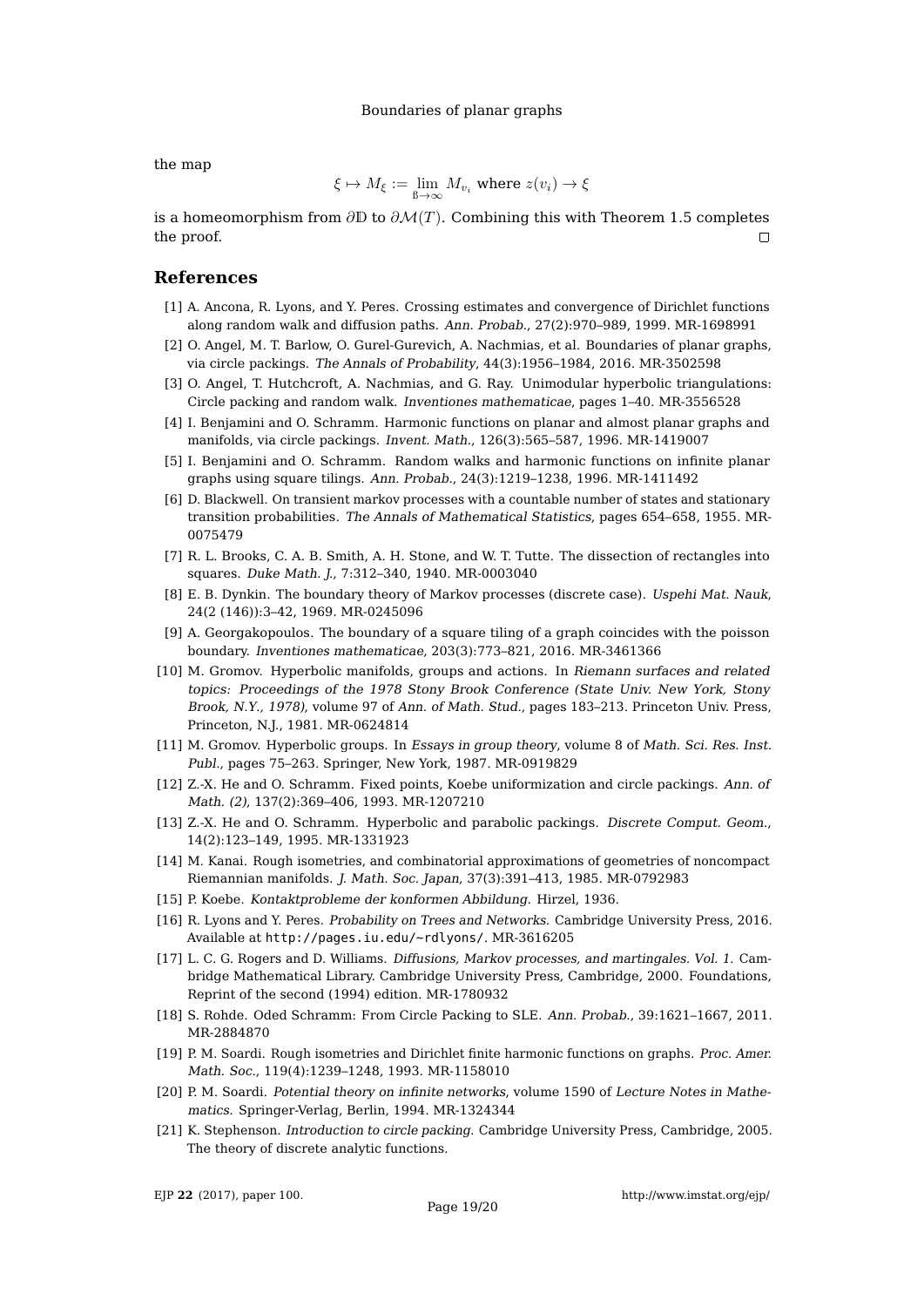the map

$$\xi \mapsto M_\xi := \lim_{\mathfrak{B}\to\infty} M_{v_i} \text{ where } z(v_i) \to \xi$$

is a homeomorphism from $\partial\mathbb{D}$ to $\partial\mathcal{M}(T)$. Combining this with Theorem 1.5 completes the proof. □

## References

[1] A. Ancona, R. Lyons, and Y. Peres. Crossing estimates and convergence of Dirichlet functions along random walk and diffusion paths. *Ann. Probab.*, 27(2):970–989, 1999. MR-1698991

[2] O. Angel, M. T. Barlow, O. Gurel-Gurevich, A. Nachmias, et al. Boundaries of planar graphs, via circle packings. *The Annals of Probability*, 44(3):1956–1984, 2016. MR-3502598

[3] O. Angel, T. Hutchcroft, A. Nachmias, and G. Ray. Unimodular hyperbolic triangulations: Circle packing and random walk. *Inventiones mathematicae*, pages 1–40. MR-3556528

[4] I. Benjamini and O. Schramm. Harmonic functions on planar and almost planar graphs and manifolds, via circle packings. *Invent. Math.*, 126(3):565–587, 1996. MR-1419007

[5] I. Benjamini and O. Schramm. Random walks and harmonic functions on infinite planar graphs using square tilings. *Ann. Probab.*, 24(3):1219–1238, 1996. MR-1411492

[6] D. Blackwell. On transient markov processes with a countable number of states and stationary transition probabilities. *The Annals of Mathematical Statistics*, pages 654–658, 1955. MR-0075479

[7] R. L. Brooks, C. A. B. Smith, A. H. Stone, and W. T. Tutte. The dissection of rectangles into squares. *Duke Math. J.*, 7:312–340, 1940. MR-0003040

[8] E. B. Dynkin. The boundary theory of Markov processes (discrete case). *Uspehi Mat. Nauk*, 24(2 (146)):3–42, 1969. MR-0245096

[9] A. Georgakopoulos. The boundary of a square tiling of a graph coincides with the poisson boundary. *Inventiones mathematicae*, 203(3):773–821, 2016. MR-3461366

[10] M. Gromov. Hyperbolic manifolds, groups and actions. In *Riemann surfaces and related topics: Proceedings of the 1978 Stony Brook Conference (State Univ. New York, Stony Brook, N.Y., 1978)*, volume 97 of *Ann. of Math. Stud.*, pages 183–213. Princeton Univ. Press, Princeton, N.J., 1981. MR-0624814

[11] M. Gromov. Hyperbolic groups. In *Essays in group theory*, volume 8 of *Math. Sci. Res. Inst. Publ.*, pages 75–263. Springer, New York, 1987. MR-0919829

[12] Z.-X. He and O. Schramm. Fixed points, Koebe uniformization and circle packings. *Ann. of Math. (2)*, 137(2):369–406, 1993. MR-1207210

[13] Z.-X. He and O. Schramm. Hyperbolic and parabolic packings. *Discrete Comput. Geom.*, 14(2):123–149, 1995. MR-1331923

[14] M. Kanai. Rough isometries, and combinatorial approximations of geometries of noncompact Riemannian manifolds. *J. Math. Soc. Japan*, 37(3):391–413, 1985. MR-0792983

[15] P. Koebe. *Kontaktprobleme der konformen Abbildung.* Hirzel, 1936.

[16] R. Lyons and Y. Peres. *Probability on Trees and Networks.* Cambridge University Press, 2016. Available at http://pages.iu.edu/~rdlyons/. MR-3616205

[17] L. C. G. Rogers and D. Williams. *Diffusions, Markov processes, and martingales. Vol. 1.* Cambridge Mathematical Library. Cambridge University Press, Cambridge, 2000. Foundations, Reprint of the second (1994) edition. MR-1780932

[18] S. Rohde. Oded Schramm: From Circle Packing to SLE. *Ann. Probab.*, 39:1621–1667, 2011. MR-2884870

[19] P. M. Soardi. Rough isometries and Dirichlet finite harmonic functions on graphs. *Proc. Amer. Math. Soc.*, 119(4):1239–1248, 1993. MR-1158010

[20] P. M. Soardi. *Potential theory on infinite networks*, volume 1590 of *Lecture Notes in Mathematics.* Springer-Verlag, Berlin, 1994. MR-1324344

[21] K. Stephenson. *Introduction to circle packing.* Cambridge University Press, Cambridge, 2005. The theory of discrete analytic functions.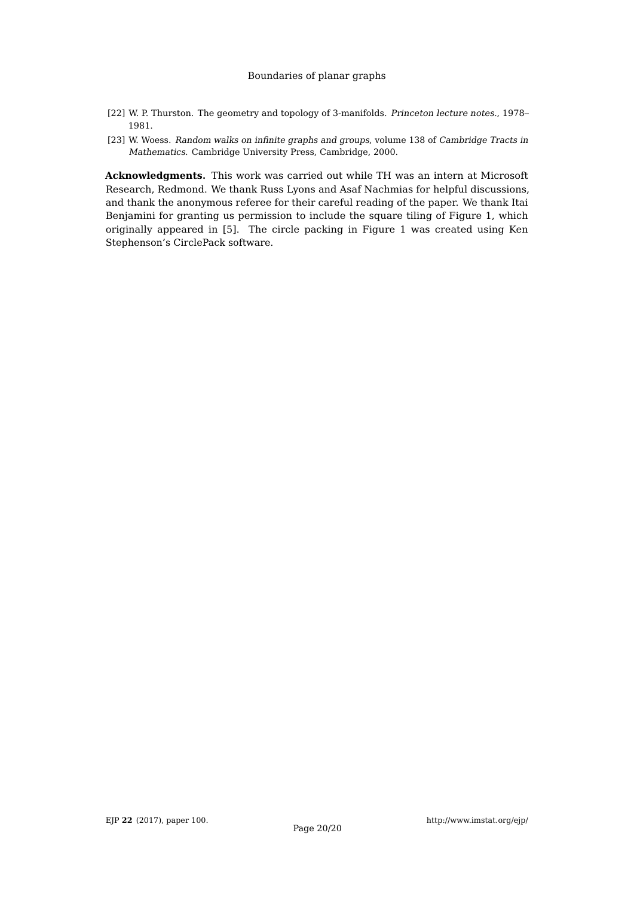[22] W. P. Thurston. The geometry and topology of 3-manifolds. *Princeton lecture notes.*, 1978–1981.

[23] W. Woess. *Random walks on infinite graphs and groups*, volume 138 of *Cambridge Tracts in Mathematics*. Cambridge University Press, Cambridge, 2000.

**Acknowledgments.** This work was carried out while TH was an intern at Microsoft Research, Redmond. We thank Russ Lyons and Asaf Nachmias for helpful discussions, and thank the anonymous referee for their careful reading of the paper. We thank Itai Benjamini for granting us permission to include the square tiling of Figure 1, which originally appeared in [5]. The circle packing in Figure 1 was created using Ken Stephenson's CirclePack software.